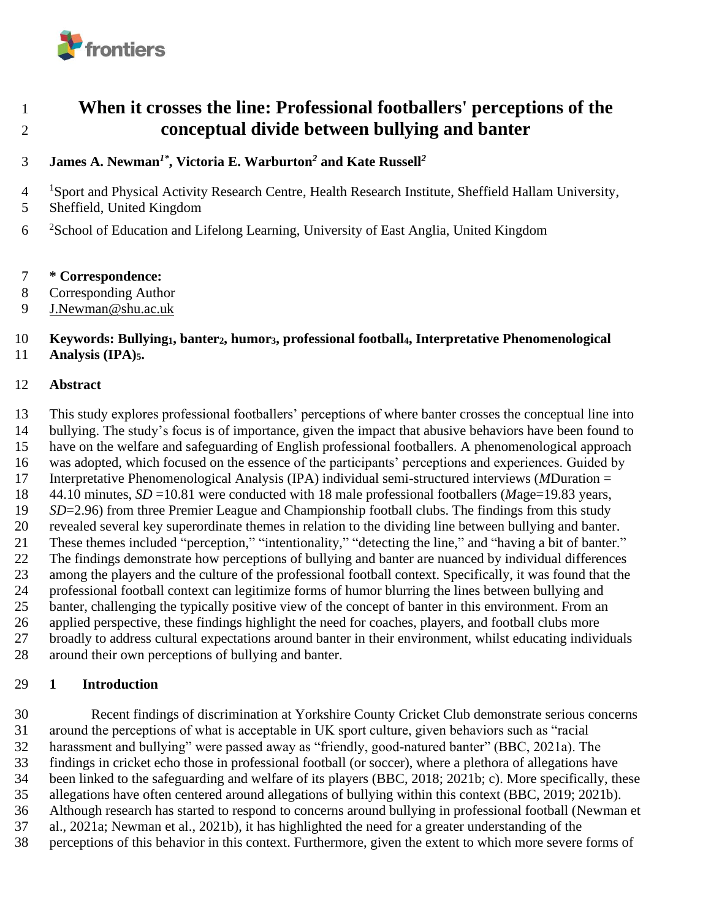# When it crosses the line: Professional footballers' perceptions of the conceptual divide between bullying and banter

**James A. Newman[1*], Victoria E. Warburton[2] and Kate Russell[2]**

[1]Sport and Physical Activity Research Centre, Health Research Institute, Sheffield Hallam University, Sheffield, United Kingdom

[2]School of Education and Lifelong Learning, University of East Anglia, United Kingdom

**\* Correspondence:**
Corresponding Author
J.Newman@shu.ac.uk

**Keywords: Bullying[1], banter[2], humor[3], professional football[4], Interpretative Phenomenological Analysis (IPA)[5].**

## Abstract

This study explores professional footballers' perceptions of where banter crosses the conceptual line into bullying. The study's focus is of importance, given the impact that abusive behaviors have been found to have on the welfare and safeguarding of English professional footballers. A phenomenological approach was adopted, which focused on the essence of the participants' perceptions and experiences. Guided by Interpretative Phenomenological Analysis (IPA) individual semi-structured interviews (*M*Duration = 44.10 minutes, *SD* =10.81 were conducted with 18 male professional footballers (*M*age=19.83 years, *SD*=2.96) from three Premier League and Championship football clubs. The findings from this study revealed several key superordinate themes in relation to the dividing line between bullying and banter. These themes included "perception," "intentionality," "detecting the line," and "having a bit of banter." The findings demonstrate how perceptions of bullying and banter are nuanced by individual differences among the players and the culture of the professional football context. Specifically, it was found that the professional football context can legitimize forms of humor blurring the lines between bullying and banter, challenging the typically positive view of the concept of banter in this environment. From an applied perspective, these findings highlight the need for coaches, players, and football clubs more broadly to address cultural expectations around banter in their environment, whilst educating individuals around their own perceptions of bullying and banter.

## 1 Introduction

Recent findings of discrimination at Yorkshire County Cricket Club demonstrate serious concerns around the perceptions of what is acceptable in UK sport culture, given behaviors such as "racial harassment and bullying" were passed away as "friendly, good-natured banter" (BBC, 2021a). The findings in cricket echo those in professional football (or soccer), where a plethora of allegations have been linked to the safeguarding and welfare of its players (BBC, 2018; 2021b; c). More specifically, these allegations have often centered around allegations of bullying within this context (BBC, 2019; 2021b). Although research has started to respond to concerns around bullying in professional football (Newman et al., 2021a; Newman et al., 2021b), it has highlighted the need for a greater understanding of the perceptions of this behavior in this context. Furthermore, given the extent to which more severe forms of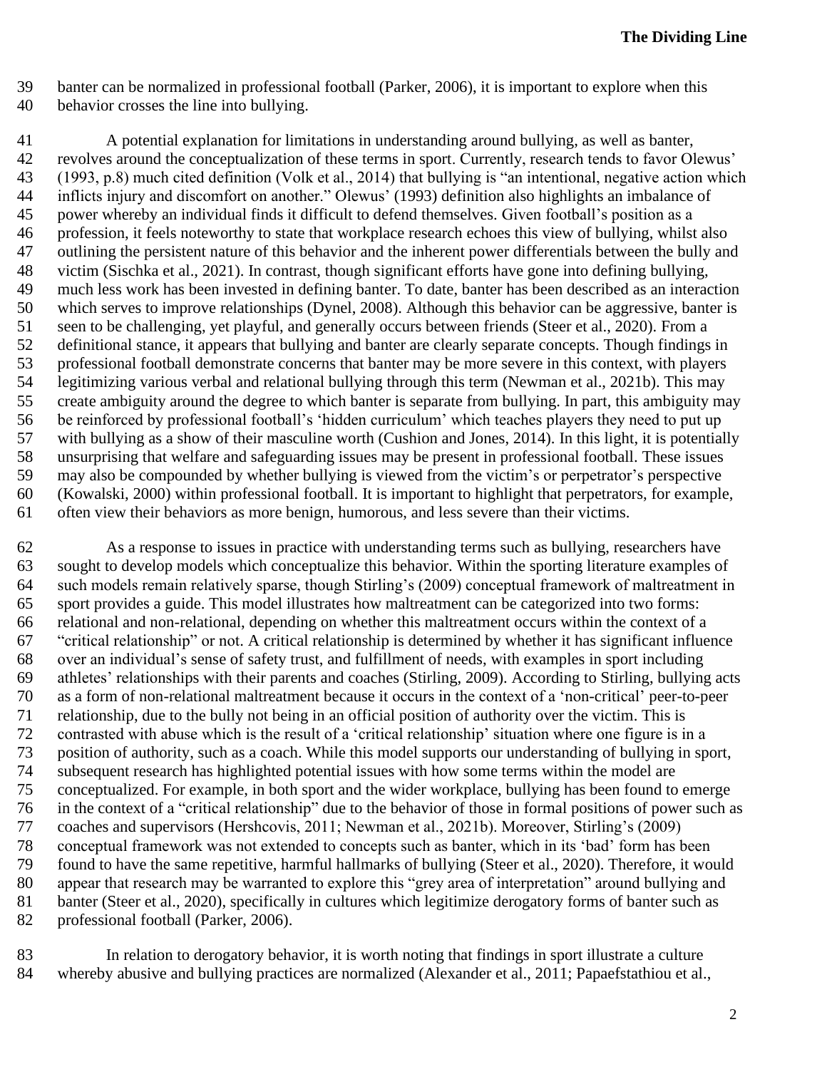banter can be normalized in professional football (Parker, 2006), it is important to explore when this behavior crosses the line into bullying.

A potential explanation for limitations in understanding around bullying, as well as banter, revolves around the conceptualization of these terms in sport. Currently, research tends to favor Olewus' (1993, p.8) much cited definition (Volk et al., 2014) that bullying is "an intentional, negative action which inflicts injury and discomfort on another." Olewus' (1993) definition also highlights an imbalance of power whereby an individual finds it difficult to defend themselves. Given football's position as a profession, it feels noteworthy to state that workplace research echoes this view of bullying, whilst also outlining the persistent nature of this behavior and the inherent power differentials between the bully and victim (Sischka et al., 2021). In contrast, though significant efforts have gone into defining bullying, much less work has been invested in defining banter. To date, banter has been described as an interaction which serves to improve relationships (Dynel, 2008). Although this behavior can be aggressive, banter is seen to be challenging, yet playful, and generally occurs between friends (Steer et al., 2020). From a definitional stance, it appears that bullying and banter are clearly separate concepts. Though findings in professional football demonstrate concerns that banter may be more severe in this context, with players legitimizing various verbal and relational bullying through this term (Newman et al., 2021b). This may create ambiguity around the degree to which banter is separate from bullying. In part, this ambiguity may be reinforced by professional football's 'hidden curriculum' which teaches players they need to put up with bullying as a show of their masculine worth (Cushion and Jones, 2014). In this light, it is potentially unsurprising that welfare and safeguarding issues may be present in professional football. These issues may also be compounded by whether bullying is viewed from the victim's or perpetrator's perspective (Kowalski, 2000) within professional football. It is important to highlight that perpetrators, for example, often view their behaviors as more benign, humorous, and less severe than their victims.

As a response to issues in practice with understanding terms such as bullying, researchers have sought to develop models which conceptualize this behavior. Within the sporting literature examples of such models remain relatively sparse, though Stirling's (2009) conceptual framework of maltreatment in sport provides a guide. This model illustrates how maltreatment can be categorized into two forms: relational and non-relational, depending on whether this maltreatment occurs within the context of a "critical relationship" or not. A critical relationship is determined by whether it has significant influence over an individual's sense of safety trust, and fulfillment of needs, with examples in sport including athletes' relationships with their parents and coaches (Stirling, 2009). According to Stirling, bullying acts as a form of non-relational maltreatment because it occurs in the context of a 'non-critical' peer-to-peer relationship, due to the bully not being in an official position of authority over the victim. This is contrasted with abuse which is the result of a 'critical relationship' situation where one figure is in a position of authority, such as a coach. While this model supports our understanding of bullying in sport, subsequent research has highlighted potential issues with how some terms within the model are conceptualized. For example, in both sport and the wider workplace, bullying has been found to emerge in the context of a "critical relationship" due to the behavior of those in formal positions of power such as coaches and supervisors (Hershcovis, 2011; Newman et al., 2021b). Moreover, Stirling's (2009) conceptual framework was not extended to concepts such as banter, which in its 'bad' form has been found to have the same repetitive, harmful hallmarks of bullying (Steer et al., 2020). Therefore, it would appear that research may be warranted to explore this "grey area of interpretation" around bullying and banter (Steer et al., 2020), specifically in cultures which legitimize derogatory forms of banter such as professional football (Parker, 2006).

In relation to derogatory behavior, it is worth noting that findings in sport illustrate a culture whereby abusive and bullying practices are normalized (Alexander et al., 2011; Papaefstathiou et al.,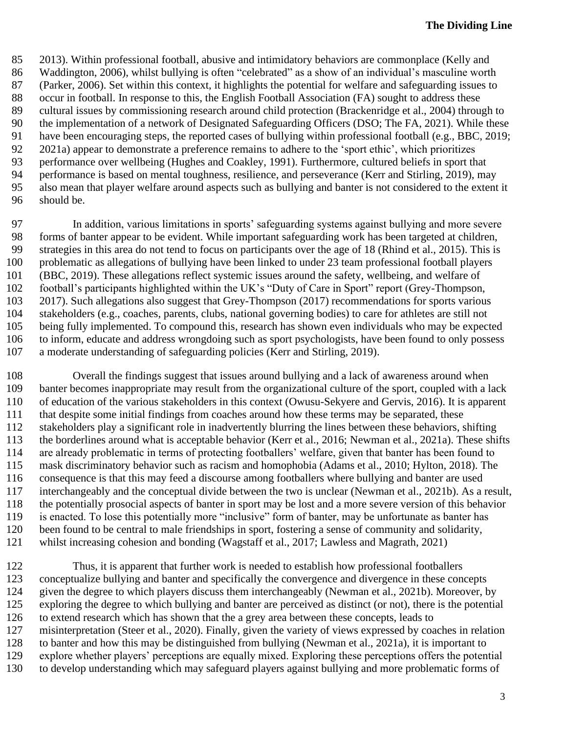2013). Within professional football, abusive and intimidatory behaviors are commonplace (Kelly and Waddington, 2006), whilst bullying is often "celebrated" as a show of an individual's masculine worth (Parker, 2006). Set within this context, it highlights the potential for welfare and safeguarding issues to occur in football. In response to this, the English Football Association (FA) sought to address these cultural issues by commissioning research around child protection (Brackenridge et al., 2004) through to the implementation of a network of Designated Safeguarding Officers (DSO; The FA, 2021). While these have been encouraging steps, the reported cases of bullying within professional football (e.g., BBC, 2019; 2021a) appear to demonstrate a preference remains to adhere to the 'sport ethic', which prioritizes performance over wellbeing (Hughes and Coakley, 1991). Furthermore, cultured beliefs in sport that performance is based on mental toughness, resilience, and perseverance (Kerr and Stirling, 2019), may also mean that player welfare around aspects such as bullying and banter is not considered to the extent it should be.

In addition, various limitations in sports' safeguarding systems against bullying and more severe forms of banter appear to be evident. While important safeguarding work has been targeted at children, strategies in this area do not tend to focus on participants over the age of 18 (Rhind et al., 2015). This is problematic as allegations of bullying have been linked to under 23 team professional football players (BBC, 2019). These allegations reflect systemic issues around the safety, wellbeing, and welfare of football's participants highlighted within the UK's "Duty of Care in Sport" report (Grey-Thompson, 2017). Such allegations also suggest that Grey-Thompson (2017) recommendations for sports various stakeholders (e.g., coaches, parents, clubs, national governing bodies) to care for athletes are still not being fully implemented. To compound this, research has shown even individuals who may be expected to inform, educate and address wrongdoing such as sport psychologists, have been found to only possess a moderate understanding of safeguarding policies (Kerr and Stirling, 2019).

Overall the findings suggest that issues around bullying and a lack of awareness around when banter becomes inappropriate may result from the organizational culture of the sport, coupled with a lack of education of the various stakeholders in this context (Owusu-Sekyere and Gervis, 2016). It is apparent that despite some initial findings from coaches around how these terms may be separated, these stakeholders play a significant role in inadvertently blurring the lines between these behaviors, shifting the borderlines around what is acceptable behavior (Kerr et al., 2016; Newman et al., 2021a). These shifts are already problematic in terms of protecting footballers' welfare, given that banter has been found to mask discriminatory behavior such as racism and homophobia (Adams et al., 2010; Hylton, 2018). The consequence is that this may feed a discourse among footballers where bullying and banter are used interchangeably and the conceptual divide between the two is unclear (Newman et al., 2021b). As a result, the potentially prosocial aspects of banter in sport may be lost and a more severe version of this behavior is enacted. To lose this potentially more "inclusive" form of banter, may be unfortunate as banter has been found to be central to male friendships in sport, fostering a sense of community and solidarity, whilst increasing cohesion and bonding (Wagstaff et al., 2017; Lawless and Magrath, 2021)

Thus, it is apparent that further work is needed to establish how professional footballers conceptualize bullying and banter and specifically the convergence and divergence in these concepts given the degree to which players discuss them interchangeably (Newman et al., 2021b). Moreover, by exploring the degree to which bullying and banter are perceived as distinct (or not), there is the potential to extend research which has shown that the a grey area between these concepts, leads to misinterpretation (Steer et al., 2020). Finally, given the variety of views expressed by coaches in relation to banter and how this may be distinguished from bullying (Newman et al., 2021a), it is important to explore whether players' perceptions are equally mixed. Exploring these perceptions offers the potential to develop understanding which may safeguard players against bullying and more problematic forms of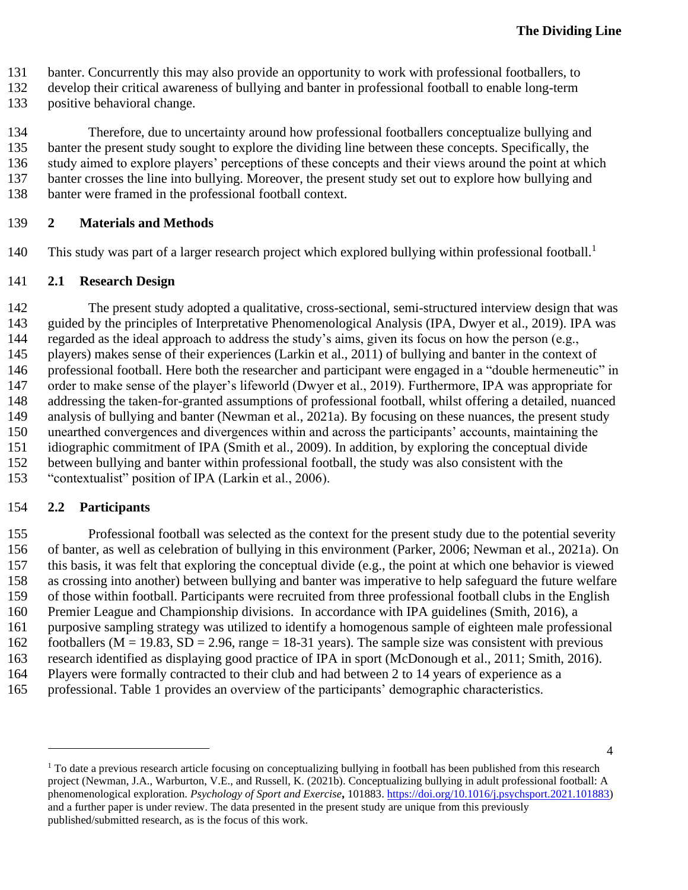banter. Concurrently this may also provide an opportunity to work with professional footballers, to develop their critical awareness of bullying and banter in professional football to enable long-term positive behavioral change.

Therefore, due to uncertainty around how professional footballers conceptualize bullying and banter the present study sought to explore the dividing line between these concepts. Specifically, the study aimed to explore players' perceptions of these concepts and their views around the point at which banter crosses the line into bullying. Moreover, the present study set out to explore how bullying and banter were framed in the professional football context.

## 2 Materials and Methods

This study was part of a larger research project which explored bullying within professional football.[1]

### 2.1 Research Design

The present study adopted a qualitative, cross-sectional, semi-structured interview design that was guided by the principles of Interpretative Phenomenological Analysis (IPA, Dwyer et al., 2019). IPA was regarded as the ideal approach to address the study's aims, given its focus on how the person (e.g., players) makes sense of their experiences (Larkin et al., 2011) of bullying and banter in the context of professional football. Here both the researcher and participant were engaged in a "double hermeneutic" in order to make sense of the player's lifeworld (Dwyer et al., 2019). Furthermore, IPA was appropriate for addressing the taken-for-granted assumptions of professional football, whilst offering a detailed, nuanced analysis of bullying and banter (Newman et al., 2021a). By focusing on these nuances, the present study unearthed convergences and divergences within and across the participants' accounts, maintaining the idiographic commitment of IPA (Smith et al., 2009). In addition, by exploring the conceptual divide between bullying and banter within professional football, the study was also consistent with the "contextualist" position of IPA (Larkin et al., 2006).

### 2.2 Participants

Professional football was selected as the context for the present study due to the potential severity of banter, as well as celebration of bullying in this environment (Parker, 2006; Newman et al., 2021a). On this basis, it was felt that exploring the conceptual divide (e.g., the point at which one behavior is viewed as crossing into another) between bullying and banter was imperative to help safeguard the future welfare of those within football. Participants were recruited from three professional football clubs in the English Premier League and Championship divisions. In accordance with IPA guidelines (Smith, 2016), a purposive sampling strategy was utilized to identify a homogenous sample of eighteen male professional footballers ($M = 19.83$, $SD = 2.96$, range = 18-31 years). The sample size was consistent with previous research identified as displaying good practice of IPA in sport (McDonough et al., 2011; Smith, 2016). Players were formally contracted to their club and had between 2 to 14 years of experience as a professional. Table 1 provides an overview of the participants' demographic characteristics.

---

[1] To date a previous research article focusing on conceptualizing bullying in football has been published from this research project (Newman, J.A., Warburton, V.E., and Russell, K. (2021b). Conceptualizing bullying in adult professional football: A phenomenological exploration. *Psychology of Sport and Exercise*, 101883. https://doi.org/10.1016/j.psychsport.2021.101883) and a further paper is under review. The data presented in the present study are unique from this previously published/submitted research, as is the focus of this work.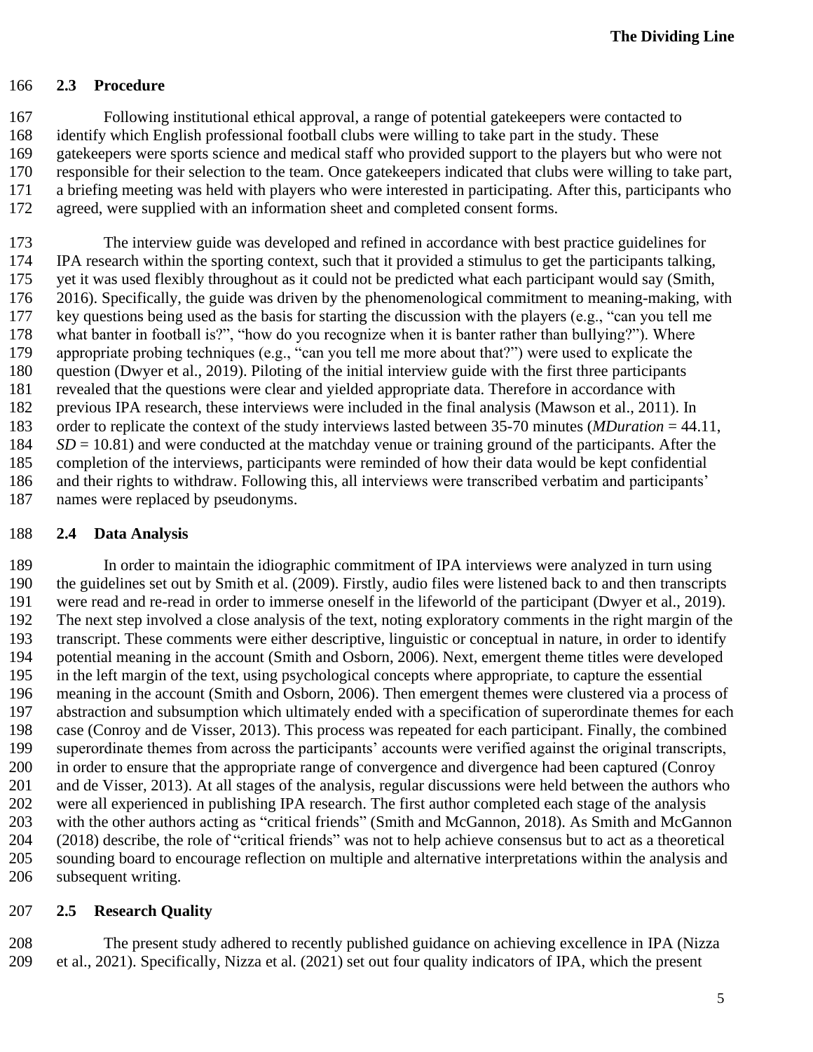## 2.3 Procedure

Following institutional ethical approval, a range of potential gatekeepers were contacted to identify which English professional football clubs were willing to take part in the study. These gatekeepers were sports science and medical staff who provided support to the players but who were not responsible for their selection to the team. Once gatekeepers indicated that clubs were willing to take part, a briefing meeting was held with players who were interested in participating. After this, participants who agreed, were supplied with an information sheet and completed consent forms.

The interview guide was developed and refined in accordance with best practice guidelines for IPA research within the sporting context, such that it provided a stimulus to get the participants talking, yet it was used flexibly throughout as it could not be predicted what each participant would say (Smith, 2016). Specifically, the guide was driven by the phenomenological commitment to meaning-making, with key questions being used as the basis for starting the discussion with the players (e.g., "can you tell me what banter in football is?", "how do you recognize when it is banter rather than bullying?"). Where appropriate probing techniques (e.g., "can you tell me more about that?") were used to explicate the question (Dwyer et al., 2019). Piloting of the initial interview guide with the first three participants revealed that the questions were clear and yielded appropriate data. Therefore in accordance with previous IPA research, these interviews were included in the final analysis (Mawson et al., 2011). In order to replicate the context of the study interviews lasted between 35-70 minutes (*MDuration* = 44.11, *SD* = 10.81) and were conducted at the matchday venue or training ground of the participants. After the completion of the interviews, participants were reminded of how their data would be kept confidential and their rights to withdraw. Following this, all interviews were transcribed verbatim and participants' names were replaced by pseudonyms.

## 2.4 Data Analysis

In order to maintain the idiographic commitment of IPA interviews were analyzed in turn using the guidelines set out by Smith et al. (2009). Firstly, audio files were listened back to and then transcripts were read and re-read in order to immerse oneself in the lifeworld of the participant (Dwyer et al., 2019). The next step involved a close analysis of the text, noting exploratory comments in the right margin of the transcript. These comments were either descriptive, linguistic or conceptual in nature, in order to identify potential meaning in the account (Smith and Osborn, 2006). Next, emergent theme titles were developed in the left margin of the text, using psychological concepts where appropriate, to capture the essential meaning in the account (Smith and Osborn, 2006). Then emergent themes were clustered via a process of abstraction and subsumption which ultimately ended with a specification of superordinate themes for each case (Conroy and de Visser, 2013). This process was repeated for each participant. Finally, the combined superordinate themes from across the participants' accounts were verified against the original transcripts, in order to ensure that the appropriate range of convergence and divergence had been captured (Conroy and de Visser, 2013). At all stages of the analysis, regular discussions were held between the authors who were all experienced in publishing IPA research. The first author completed each stage of the analysis with the other authors acting as "critical friends" (Smith and McGannon, 2018). As Smith and McGannon (2018) describe, the role of "critical friends" was not to help achieve consensus but to act as a theoretical sounding board to encourage reflection on multiple and alternative interpretations within the analysis and subsequent writing.

## 2.5 Research Quality

The present study adhered to recently published guidance on achieving excellence in IPA (Nizza et al., 2021). Specifically, Nizza et al. (2021) set out four quality indicators of IPA, which the present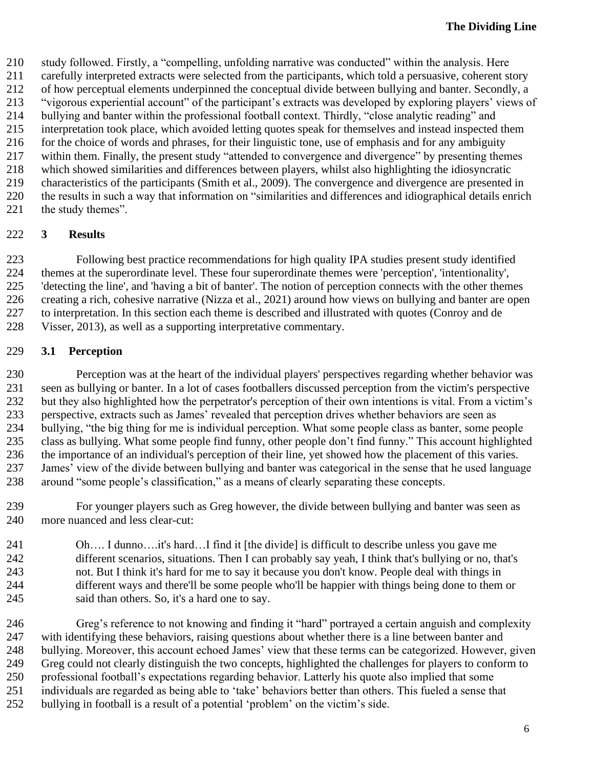study followed. Firstly, a "compelling, unfolding narrative was conducted" within the analysis. Here carefully interpreted extracts were selected from the participants, which told a persuasive, coherent story of how perceptual elements underpinned the conceptual divide between bullying and banter. Secondly, a "vigorous experiential account" of the participant's extracts was developed by exploring players' views of bullying and banter within the professional football context. Thirdly, "close analytic reading" and interpretation took place, which avoided letting quotes speak for themselves and instead inspected them for the choice of words and phrases, for their linguistic tone, use of emphasis and for any ambiguity within them. Finally, the present study "attended to convergence and divergence" by presenting themes which showed similarities and differences between players, whilst also highlighting the idiosyncratic characteristics of the participants (Smith et al., 2009). The convergence and divergence are presented in the results in such a way that information on "similarities and differences and idiographical details enrich the study themes".

## 3 Results

Following best practice recommendations for high quality IPA studies present study identified themes at the superordinate level. These four superordinate themes were 'perception', 'intentionality', 'detecting the line', and 'having a bit of banter'. The notion of perception connects with the other themes creating a rich, cohesive narrative (Nizza et al., 2021) around how views on bullying and banter are open to interpretation. In this section each theme is described and illustrated with quotes (Conroy and de Visser, 2013), as well as a supporting interpretative commentary.

### 3.1 Perception

Perception was at the heart of the individual players' perspectives regarding whether behavior was seen as bullying or banter. In a lot of cases footballers discussed perception from the victim's perspective but they also highlighted how the perpetrator's perception of their own intentions is vital. From a victim's perspective, extracts such as James' revealed that perception drives whether behaviors are seen as bullying, "the big thing for me is individual perception. What some people class as banter, some people class as bullying. What some people find funny, other people don't find funny." This account highlighted the importance of an individual's perception of their line, yet showed how the placement of this varies. James' view of the divide between bullying and banter was categorical in the sense that he used language around "some people's classification," as a means of clearly separating these concepts.

For younger players such as Greg however, the divide between bullying and banter was seen as more nuanced and less clear-cut:

> Oh…. I dunno….it's hard…I find it [the divide] is difficult to describe unless you gave me different scenarios, situations. Then I can probably say yeah, I think that's bullying or no, that's not. But I think it's hard for me to say it because you don't know. People deal with things in different ways and there'll be some people who'll be happier with things being done to them or said than others. So, it's a hard one to say.

Greg's reference to not knowing and finding it "hard" portrayed a certain anguish and complexity with identifying these behaviors, raising questions about whether there is a line between banter and bullying. Moreover, this account echoed James' view that these terms can be categorized. However, given Greg could not clearly distinguish the two concepts, highlighted the challenges for players to conform to professional football's expectations regarding behavior. Latterly his quote also implied that some individuals are regarded as being able to 'take' behaviors better than others. This fueled a sense that bullying in football is a result of a potential 'problem' on the victim's side.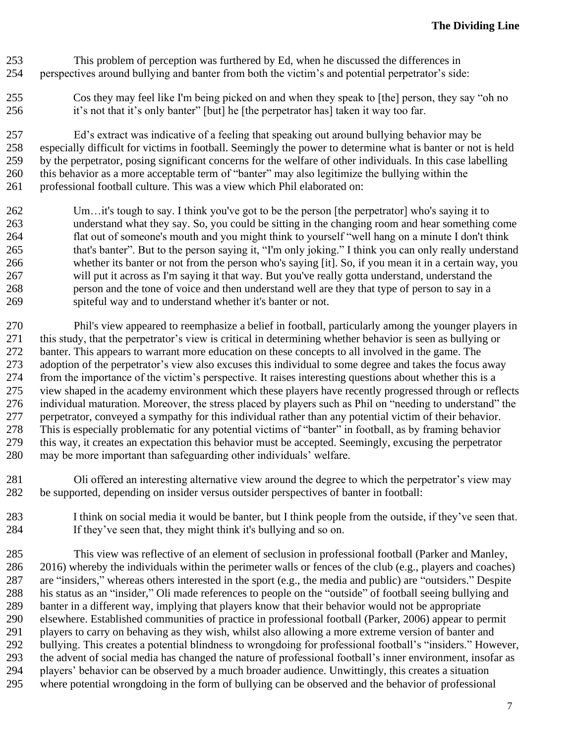This problem of perception was furthered by Ed, when he discussed the differences in perspectives around bullying and banter from both the victim's and potential perpetrator's side:

> Cos they may feel like I'm being picked on and when they speak to [the] person, they say "oh no it's not that it's only banter" [but] he [the perpetrator has] taken it way too far.

Ed's extract was indicative of a feeling that speaking out around bullying behavior may be especially difficult for victims in football. Seemingly the power to determine what is banter or not is held by the perpetrator, posing significant concerns for the welfare of other individuals. In this case labelling this behavior as a more acceptable term of "banter" may also legitimize the bullying within the professional football culture. This was a view which Phil elaborated on:

> Um…it's tough to say. I think you've got to be the person [the perpetrator] who's saying it to understand what they say. So, you could be sitting in the changing room and hear something come flat out of someone's mouth and you might think to yourself "well hang on a minute I don't think that's banter". But to the person saying it, "I'm only joking." I think you can only really understand whether its banter or not from the person who's saying [it]. So, if you mean it in a certain way, you will put it across as I'm saying it that way. But you've really gotta understand, understand the person and the tone of voice and then understand well are they that type of person to say in a spiteful way and to understand whether it's banter or not.

Phil's view appeared to reemphasize a belief in football, particularly among the younger players in this study, that the perpetrator's view is critical in determining whether behavior is seen as bullying or banter. This appears to warrant more education on these concepts to all involved in the game. The adoption of the perpetrator's view also excuses this individual to some degree and takes the focus away from the importance of the victim's perspective. It raises interesting questions about whether this is a view shaped in the academy environment which these players have recently progressed through or reflects individual maturation. Moreover, the stress placed by players such as Phil on "needing to understand" the perpetrator, conveyed a sympathy for this individual rather than any potential victim of their behavior. This is especially problematic for any potential victims of "banter" in football, as by framing behavior this way, it creates an expectation this behavior must be accepted. Seemingly, excusing the perpetrator may be more important than safeguarding other individuals' welfare.

Oli offered an interesting alternative view around the degree to which the perpetrator's view may be supported, depending on insider versus outsider perspectives of banter in football:

> I think on social media it would be banter, but I think people from the outside, if they've seen that. If they've seen that, they might think it's bullying and so on.

This view was reflective of an element of seclusion in professional football (Parker and Manley, 2016) whereby the individuals within the perimeter walls or fences of the club (e.g., players and coaches) are "insiders," whereas others interested in the sport (e.g., the media and public) are "outsiders." Despite his status as an "insider," Oli made references to people on the "outside" of football seeing bullying and banter in a different way, implying that players know that their behavior would not be appropriate elsewhere. Established communities of practice in professional football (Parker, 2006) appear to permit players to carry on behaving as they wish, whilst also allowing a more extreme version of banter and bullying. This creates a potential blindness to wrongdoing for professional football's "insiders." However, the advent of social media has changed the nature of professional football's inner environment, insofar as players' behavior can be observed by a much broader audience. Unwittingly, this creates a situation where potential wrongdoing in the form of bullying can be observed and the behavior of professional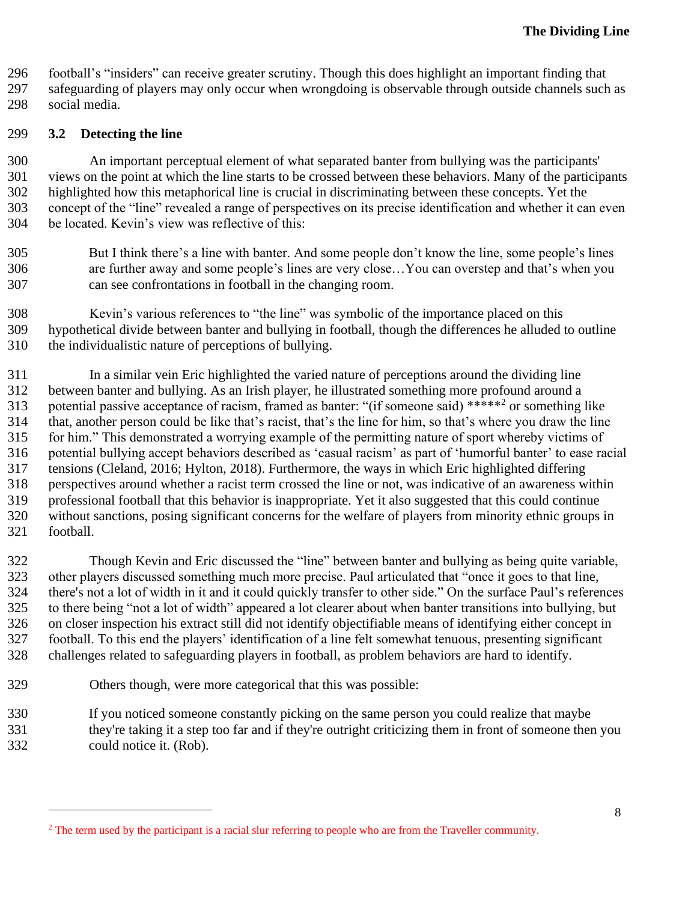football's "insiders" can receive greater scrutiny. Though this does highlight an important finding that safeguarding of players may only occur when wrongdoing is observable through outside channels such as social media.

### 3.2 Detecting the line

An important perceptual element of what separated banter from bullying was the participants' views on the point at which the line starts to be crossed between these behaviors. Many of the participants highlighted how this metaphorical line is crucial in discriminating between these concepts. Yet the concept of the "line" revealed a range of perspectives on its precise identification and whether it can even be located. Kevin's view was reflective of this:

> But I think there's a line with banter. And some people don't know the line, some people's lines are further away and some people's lines are very close…You can overstep and that's when you can see confrontations in football in the changing room.

Kevin's various references to "the line" was symbolic of the importance placed on this hypothetical divide between banter and bullying in football, though the differences he alluded to outline the individualistic nature of perceptions of bullying.

In a similar vein Eric highlighted the varied nature of perceptions around the dividing line between banter and bullying. As an Irish player, he illustrated something more profound around a potential passive acceptance of racism, framed as banter: "(if someone said) *****[2] or something like that, another person could be like that's racist, that's the line for him, so that's where you draw the line for him." This demonstrated a worrying example of the permitting nature of sport whereby victims of potential bullying accept behaviors described as 'casual racism' as part of 'humorful banter' to ease racial tensions (Cleland, 2016; Hylton, 2018). Furthermore, the ways in which Eric highlighted differing perspectives around whether a racist term crossed the line or not, was indicative of an awareness within professional football that this behavior is inappropriate. Yet it also suggested that this could continue without sanctions, posing significant concerns for the welfare of players from minority ethnic groups in football.

Though Kevin and Eric discussed the "line" between banter and bullying as being quite variable, other players discussed something much more precise. Paul articulated that "once it goes to that line, there's not a lot of width in it and it could quickly transfer to other side." On the surface Paul's references to there being "not a lot of width" appeared a lot clearer about when banter transitions into bullying, but on closer inspection his extract still did not identify objectifiable means of identifying either concept in football. To this end the players' identification of a line felt somewhat tenuous, presenting significant challenges related to safeguarding players in football, as problem behaviors are hard to identify.

Others though, were more categorical that this was possible:

> If you noticed someone constantly picking on the same person you could realize that maybe they're taking it a step too far and if they're outright criticizing them in front of someone then you could notice it. (Rob).

---

[2] The term used by the participant is a racial slur referring to people who are from the Traveller community.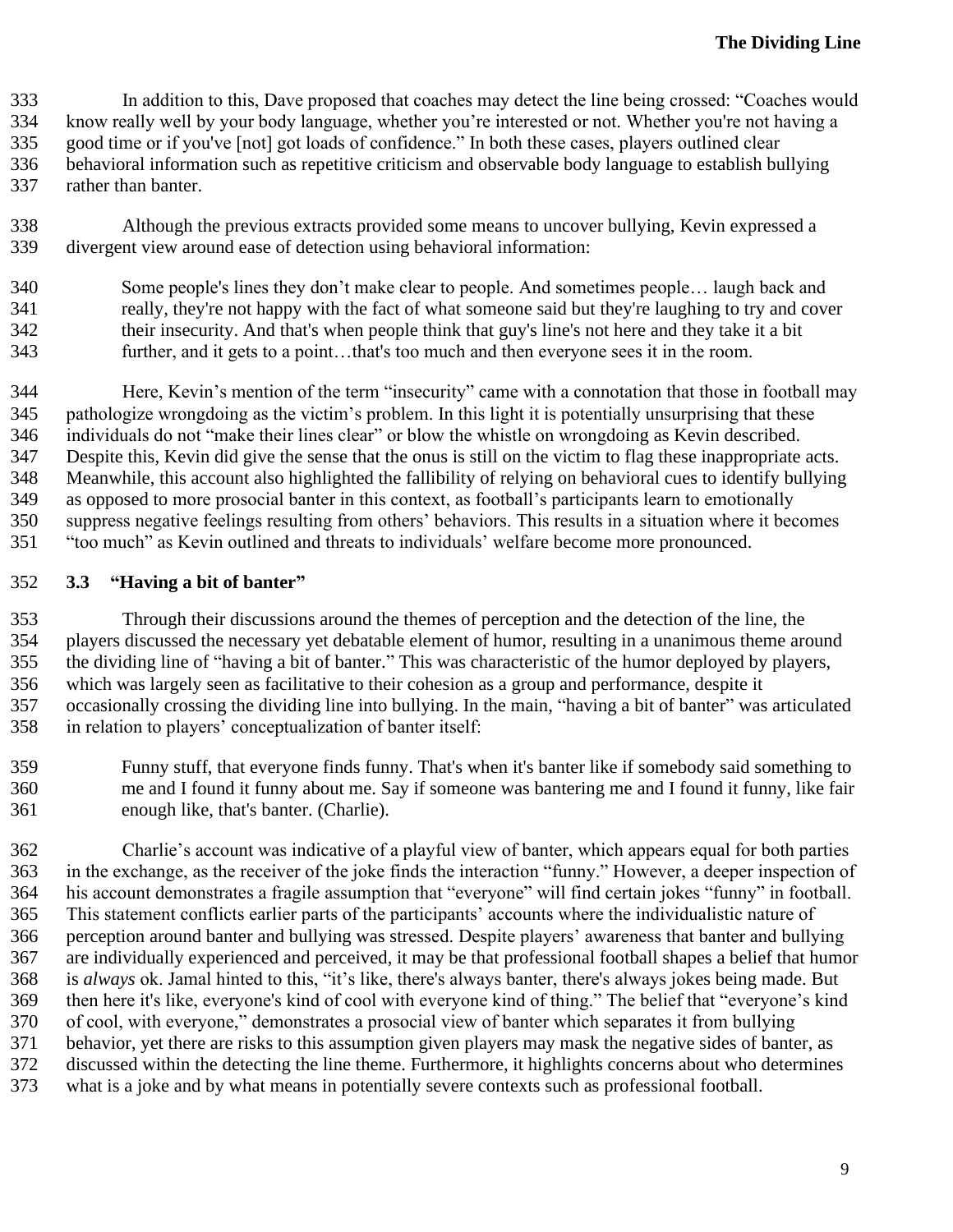In addition to this, Dave proposed that coaches may detect the line being crossed: "Coaches would know really well by your body language, whether you're interested or not. Whether you're not having a good time or if you've [not] got loads of confidence." In both these cases, players outlined clear behavioral information such as repetitive criticism and observable body language to establish bullying rather than banter.

Although the previous extracts provided some means to uncover bullying, Kevin expressed a divergent view around ease of detection using behavioral information:

> Some people's lines they don't make clear to people. And sometimes people… laugh back and really, they're not happy with the fact of what someone said but they're laughing to try and cover their insecurity. And that's when people think that guy's line's not here and they take it a bit further, and it gets to a point…that's too much and then everyone sees it in the room.

Here, Kevin's mention of the term "insecurity" came with a connotation that those in football may pathologize wrongdoing as the victim's problem. In this light it is potentially unsurprising that these individuals do not "make their lines clear" or blow the whistle on wrongdoing as Kevin described. Despite this, Kevin did give the sense that the onus is still on the victim to flag these inappropriate acts. Meanwhile, this account also highlighted the fallibility of relying on behavioral cues to identify bullying as opposed to more prosocial banter in this context, as football's participants learn to emotionally suppress negative feelings resulting from others' behaviors. This results in a situation where it becomes "too much" as Kevin outlined and threats to individuals' welfare become more pronounced.

## 3.3 "Having a bit of banter"

Through their discussions around the themes of perception and the detection of the line, the players discussed the necessary yet debatable element of humor, resulting in a unanimous theme around the dividing line of "having a bit of banter." This was characteristic of the humor deployed by players, which was largely seen as facilitative to their cohesion as a group and performance, despite it occasionally crossing the dividing line into bullying. In the main, "having a bit of banter" was articulated in relation to players' conceptualization of banter itself:

> Funny stuff, that everyone finds funny. That's when it's banter like if somebody said something to me and I found it funny about me. Say if someone was bantering me and I found it funny, like fair enough like, that's banter. (Charlie).

Charlie's account was indicative of a playful view of banter, which appears equal for both parties in the exchange, as the receiver of the joke finds the interaction "funny." However, a deeper inspection of his account demonstrates a fragile assumption that "everyone" will find certain jokes "funny" in football. This statement conflicts earlier parts of the participants' accounts where the individualistic nature of perception around banter and bullying was stressed. Despite players' awareness that banter and bullying are individually experienced and perceived, it may be that professional football shapes a belief that humor is *always* ok. Jamal hinted to this, "it's like, there's always banter, there's always jokes being made. But then here it's like, everyone's kind of cool with everyone kind of thing." The belief that "everyone's kind of cool, with everyone," demonstrates a prosocial view of banter which separates it from bullying behavior, yet there are risks to this assumption given players may mask the negative sides of banter, as discussed within the detecting the line theme. Furthermore, it highlights concerns about who determines what is a joke and by what means in potentially severe contexts such as professional football.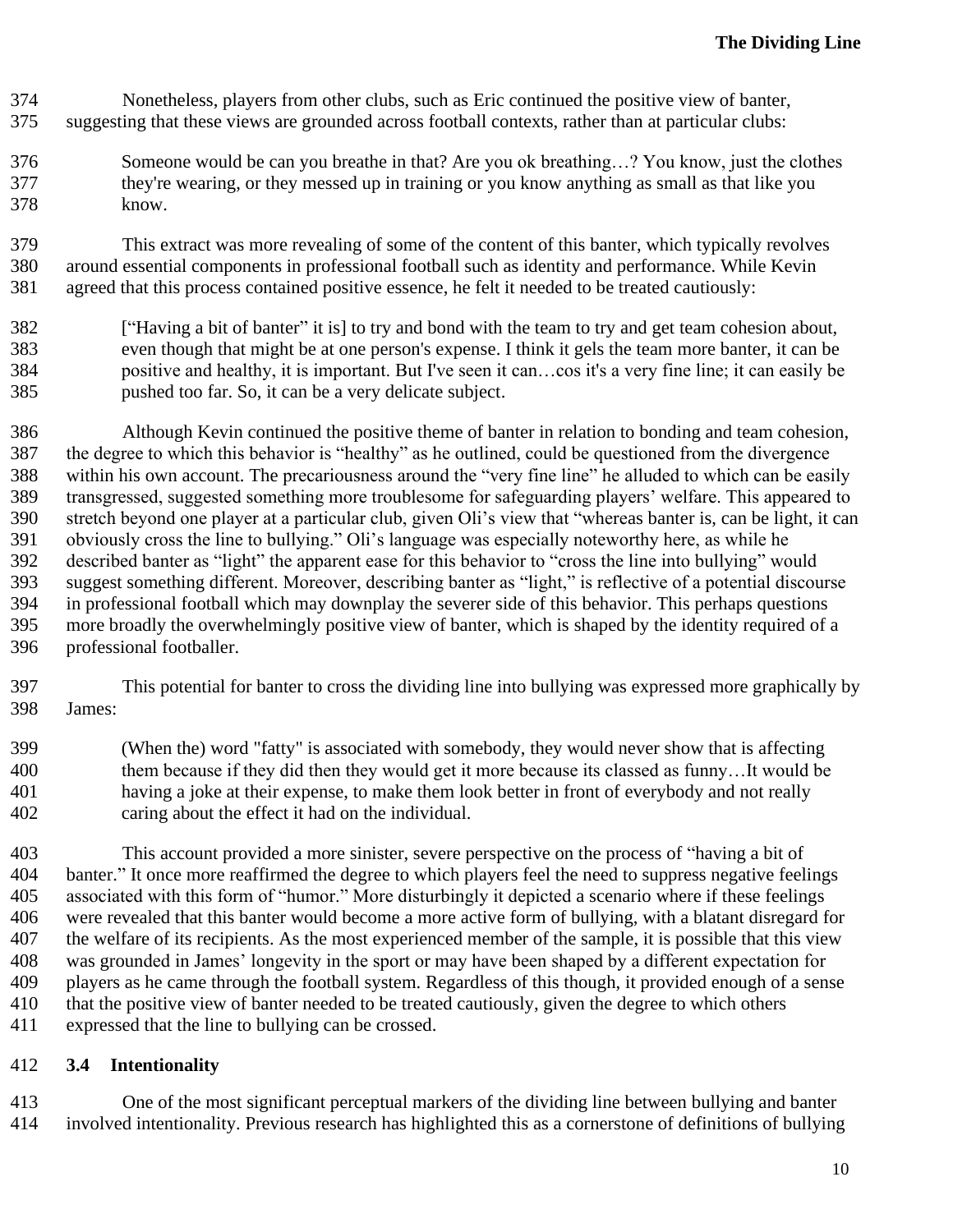Nonetheless, players from other clubs, such as Eric continued the positive view of banter, suggesting that these views are grounded across football contexts, rather than at particular clubs:

> Someone would be can you breathe in that? Are you ok breathing…? You know, just the clothes they're wearing, or they messed up in training or you know anything as small as that like you know.

This extract was more revealing of some of the content of this banter, which typically revolves around essential components in professional football such as identity and performance. While Kevin agreed that this process contained positive essence, he felt it needed to be treated cautiously:

> ["Having a bit of banter" it is] to try and bond with the team to try and get team cohesion about, even though that might be at one person's expense. I think it gels the team more banter, it can be positive and healthy, it is important. But I've seen it can…cos it's a very fine line; it can easily be pushed too far. So, it can be a very delicate subject.

Although Kevin continued the positive theme of banter in relation to bonding and team cohesion, the degree to which this behavior is "healthy" as he outlined, could be questioned from the divergence within his own account. The precariousness around the "very fine line" he alluded to which can be easily transgressed, suggested something more troublesome for safeguarding players' welfare. This appeared to stretch beyond one player at a particular club, given Oli's view that "whereas banter is, can be light, it can obviously cross the line to bullying." Oli's language was especially noteworthy here, as while he described banter as "light" the apparent ease for this behavior to "cross the line into bullying" would suggest something different. Moreover, describing banter as "light," is reflective of a potential discourse in professional football which may downplay the severer side of this behavior. This perhaps questions more broadly the overwhelmingly positive view of banter, which is shaped by the identity required of a professional footballer.

This potential for banter to cross the dividing line into bullying was expressed more graphically by James:

> (When the) word "fatty" is associated with somebody, they would never show that is affecting them because if they did then they would get it more because its classed as funny…It would be having a joke at their expense, to make them look better in front of everybody and not really caring about the effect it had on the individual.

This account provided a more sinister, severe perspective on the process of "having a bit of banter." It once more reaffirmed the degree to which players feel the need to suppress negative feelings associated with this form of "humor." More disturbingly it depicted a scenario where if these feelings were revealed that this banter would become a more active form of bullying, with a blatant disregard for the welfare of its recipients. As the most experienced member of the sample, it is possible that this view was grounded in James' longevity in the sport or may have been shaped by a different expectation for players as he came through the football system. Regardless of this though, it provided enough of a sense that the positive view of banter needed to be treated cautiously, given the degree to which others expressed that the line to bullying can be crossed.

### 3.4 Intentionality

One of the most significant perceptual markers of the dividing line between bullying and banter involved intentionality. Previous research has highlighted this as a cornerstone of definitions of bullying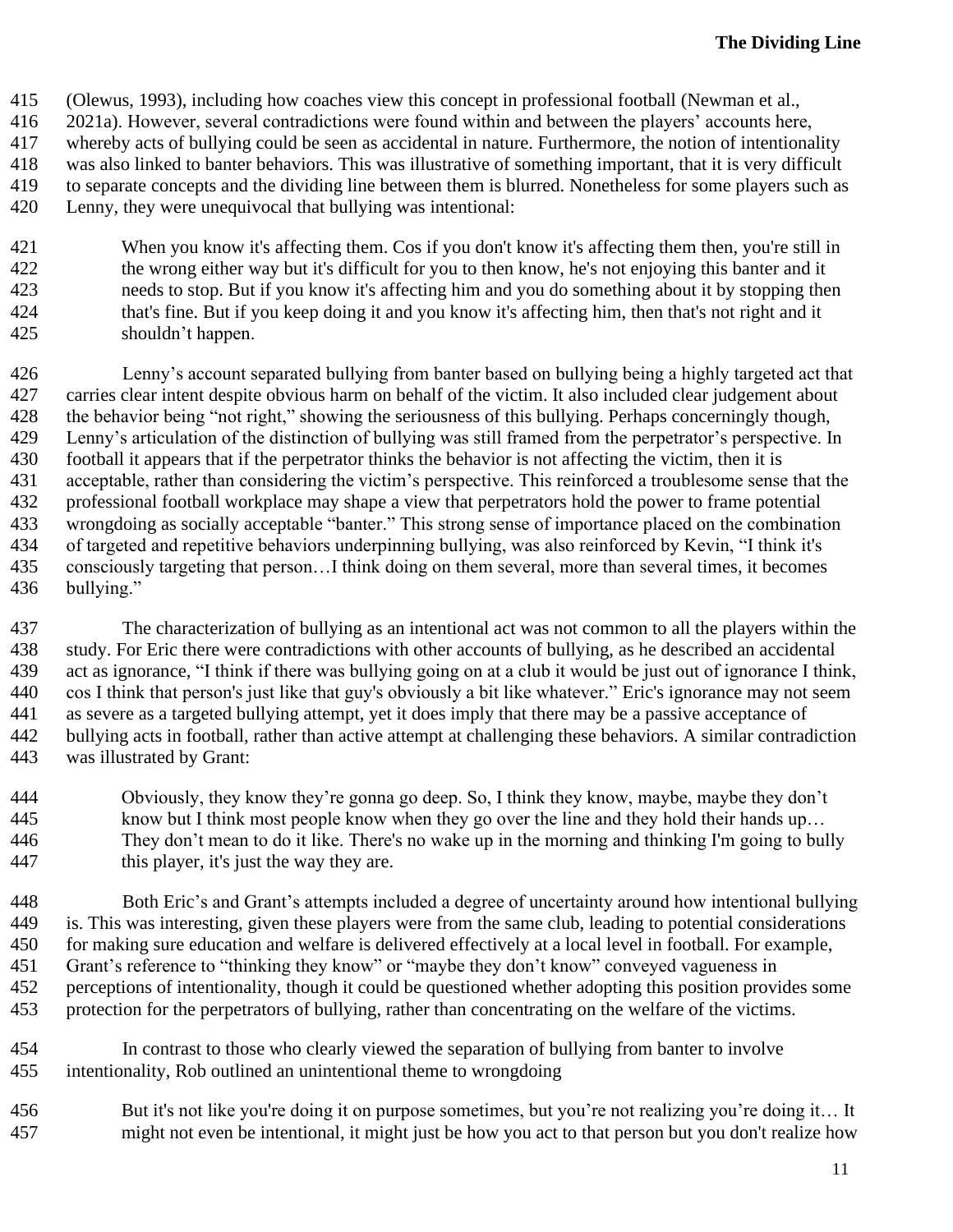(Olewus, 1993), including how coaches view this concept in professional football (Newman et al., 2021a). However, several contradictions were found within and between the players' accounts here, whereby acts of bullying could be seen as accidental in nature. Furthermore, the notion of intentionality was also linked to banter behaviors. This was illustrative of something important, that it is very difficult to separate concepts and the dividing line between them is blurred. Nonetheless for some players such as Lenny, they were unequivocal that bullying was intentional:

> When you know it's affecting them. Cos if you don't know it's affecting them then, you're still in the wrong either way but it's difficult for you to then know, he's not enjoying this banter and it needs to stop. But if you know it's affecting him and you do something about it by stopping then that's fine. But if you keep doing it and you know it's affecting him, then that's not right and it shouldn't happen.

Lenny's account separated bullying from banter based on bullying being a highly targeted act that carries clear intent despite obvious harm on behalf of the victim. It also included clear judgement about the behavior being "not right," showing the seriousness of this bullying. Perhaps concerningly though, Lenny's articulation of the distinction of bullying was still framed from the perpetrator's perspective. In football it appears that if the perpetrator thinks the behavior is not affecting the victim, then it is acceptable, rather than considering the victim's perspective. This reinforced a troublesome sense that the professional football workplace may shape a view that perpetrators hold the power to frame potential wrongdoing as socially acceptable "banter." This strong sense of importance placed on the combination of targeted and repetitive behaviors underpinning bullying, was also reinforced by Kevin, "I think it's consciously targeting that person…I think doing on them several, more than several times, it becomes bullying."

The characterization of bullying as an intentional act was not common to all the players within the study. For Eric there were contradictions with other accounts of bullying, as he described an accidental act as ignorance, "I think if there was bullying going on at a club it would be just out of ignorance I think, cos I think that person's just like that guy's obviously a bit like whatever." Eric's ignorance may not seem as severe as a targeted bullying attempt, yet it does imply that there may be a passive acceptance of bullying acts in football, rather than active attempt at challenging these behaviors. A similar contradiction was illustrated by Grant:

> Obviously, they know they're gonna go deep. So, I think they know, maybe, maybe they don't know but I think most people know when they go over the line and they hold their hands up… They don't mean to do it like. There's no wake up in the morning and thinking I'm going to bully this player, it's just the way they are.

Both Eric's and Grant's attempts included a degree of uncertainty around how intentional bullying is. This was interesting, given these players were from the same club, leading to potential considerations for making sure education and welfare is delivered effectively at a local level in football. For example, Grant's reference to "thinking they know" or "maybe they don't know" conveyed vagueness in perceptions of intentionality, though it could be questioned whether adopting this position provides some protection for the perpetrators of bullying, rather than concentrating on the welfare of the victims.

In contrast to those who clearly viewed the separation of bullying from banter to involve intentionality, Rob outlined an unintentional theme to wrongdoing

> But it's not like you're doing it on purpose sometimes, but you're not realizing you're doing it… It might not even be intentional, it might just be how you act to that person but you don't realize how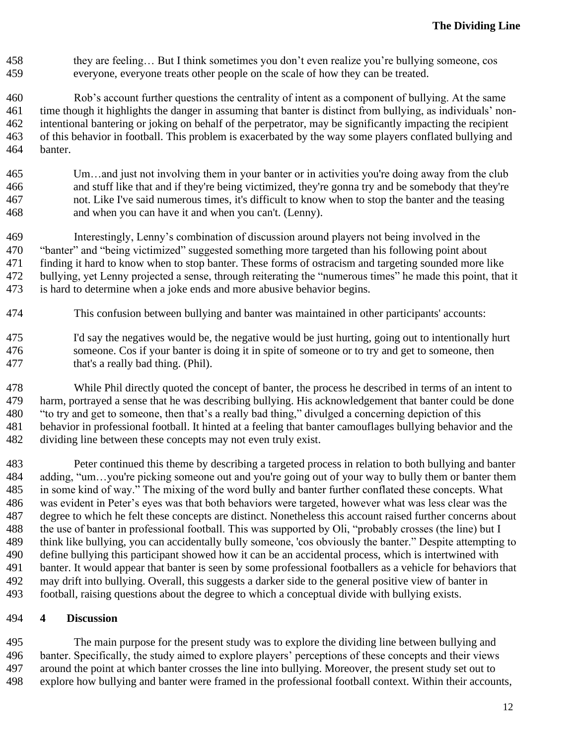> they are feeling… But I think sometimes you don't even realize you're bullying someone, cos everyone, everyone treats other people on the scale of how they can be treated.

Rob's account further questions the centrality of intent as a component of bullying. At the same time though it highlights the danger in assuming that banter is distinct from bullying, as individuals' non-intentional bantering or joking on behalf of the perpetrator, may be significantly impacting the recipient of this behavior in football. This problem is exacerbated by the way some players conflated bullying and banter.

> Um…and just not involving them in your banter or in activities you're doing away from the club and stuff like that and if they're being victimized, they're gonna try and be somebody that they're not. Like I've said numerous times, it's difficult to know when to stop the banter and the teasing and when you can have it and when you can't. (Lenny).

Interestingly, Lenny's combination of discussion around players not being involved in the "banter" and "being victimized" suggested something more targeted than his following point about finding it hard to know when to stop banter. These forms of ostracism and targeting sounded more like bullying, yet Lenny projected a sense, through reiterating the "numerous times" he made this point, that it is hard to determine when a joke ends and more abusive behavior begins.

This confusion between bullying and banter was maintained in other participants' accounts:

> I'd say the negatives would be, the negative would be just hurting, going out to intentionally hurt someone. Cos if your banter is doing it in spite of someone or to try and get to someone, then that's a really bad thing. (Phil).

While Phil directly quoted the concept of banter, the process he described in terms of an intent to harm, portrayed a sense that he was describing bullying. His acknowledgement that banter could be done "to try and get to someone, then that's a really bad thing," divulged a concerning depiction of this behavior in professional football. It hinted at a feeling that banter camouflages bullying behavior and the dividing line between these concepts may not even truly exist.

Peter continued this theme by describing a targeted process in relation to both bullying and banter adding, "um…you're picking someone out and you're going out of your way to bully them or banter them in some kind of way." The mixing of the word bully and banter further conflated these concepts. What was evident in Peter's eyes was that both behaviors were targeted, however what was less clear was the degree to which he felt these concepts are distinct. Nonetheless this account raised further concerns about the use of banter in professional football. This was supported by Oli, "probably crosses (the line) but I think like bullying, you can accidentally bully someone, 'cos obviously the banter." Despite attempting to define bullying this participant showed how it can be an accidental process, which is intertwined with banter. It would appear that banter is seen by some professional footballers as a vehicle for behaviors that may drift into bullying. Overall, this suggests a darker side to the general positive view of banter in football, raising questions about the degree to which a conceptual divide with bullying exists.

# 4 Discussion

The main purpose for the present study was to explore the dividing line between bullying and banter. Specifically, the study aimed to explore players' perceptions of these concepts and their views around the point at which banter crosses the line into bullying. Moreover, the present study set out to explore how bullying and banter were framed in the professional football context. Within their accounts,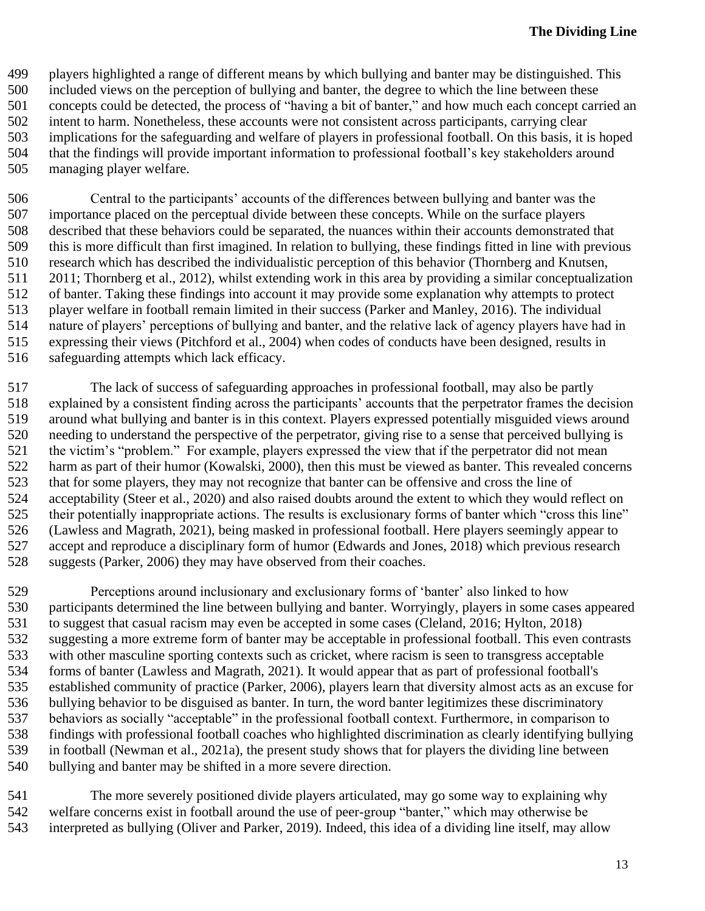players highlighted a range of different means by which bullying and banter may be distinguished. This included views on the perception of bullying and banter, the degree to which the line between these concepts could be detected, the process of "having a bit of banter," and how much each concept carried an intent to harm. Nonetheless, these accounts were not consistent across participants, carrying clear implications for the safeguarding and welfare of players in professional football. On this basis, it is hoped that the findings will provide important information to professional football's key stakeholders around managing player welfare.

Central to the participants' accounts of the differences between bullying and banter was the importance placed on the perceptual divide between these concepts. While on the surface players described that these behaviors could be separated, the nuances within their accounts demonstrated that this is more difficult than first imagined. In relation to bullying, these findings fitted in line with previous research which has described the individualistic perception of this behavior (Thornberg and Knutsen, 2011; Thornberg et al., 2012), whilst extending work in this area by providing a similar conceptualization of banter. Taking these findings into account it may provide some explanation why attempts to protect player welfare in football remain limited in their success (Parker and Manley, 2016). The individual nature of players' perceptions of bullying and banter, and the relative lack of agency players have had in expressing their views (Pitchford et al., 2004) when codes of conducts have been designed, results in safeguarding attempts which lack efficacy.

The lack of success of safeguarding approaches in professional football, may also be partly explained by a consistent finding across the participants' accounts that the perpetrator frames the decision around what bullying and banter is in this context. Players expressed potentially misguided views around needing to understand the perspective of the perpetrator, giving rise to a sense that perceived bullying is the victim's "problem." For example, players expressed the view that if the perpetrator did not mean harm as part of their humor (Kowalski, 2000), then this must be viewed as banter. This revealed concerns that for some players, they may not recognize that banter can be offensive and cross the line of acceptability (Steer et al., 2020) and also raised doubts around the extent to which they would reflect on their potentially inappropriate actions. The results is exclusionary forms of banter which "cross this line" (Lawless and Magrath, 2021), being masked in professional football. Here players seemingly appear to accept and reproduce a disciplinary form of humor (Edwards and Jones, 2018) which previous research suggests (Parker, 2006) they may have observed from their coaches.

Perceptions around inclusionary and exclusionary forms of 'banter' also linked to how participants determined the line between bullying and banter. Worryingly, players in some cases appeared to suggest that casual racism may even be accepted in some cases (Cleland, 2016; Hylton, 2018) suggesting a more extreme form of banter may be acceptable in professional football. This even contrasts with other masculine sporting contexts such as cricket, where racism is seen to transgress acceptable forms of banter (Lawless and Magrath, 2021). It would appear that as part of professional football's established community of practice (Parker, 2006), players learn that diversity almost acts as an excuse for bullying behavior to be disguised as banter. In turn, the word banter legitimizes these discriminatory behaviors as socially "acceptable" in the professional football context. Furthermore, in comparison to findings with professional football coaches who highlighted discrimination as clearly identifying bullying in football (Newman et al., 2021a), the present study shows that for players the dividing line between bullying and banter may be shifted in a more severe direction.

The more severely positioned divide players articulated, may go some way to explaining why welfare concerns exist in football around the use of peer-group "banter," which may otherwise be interpreted as bullying (Oliver and Parker, 2019). Indeed, this idea of a dividing line itself, may allow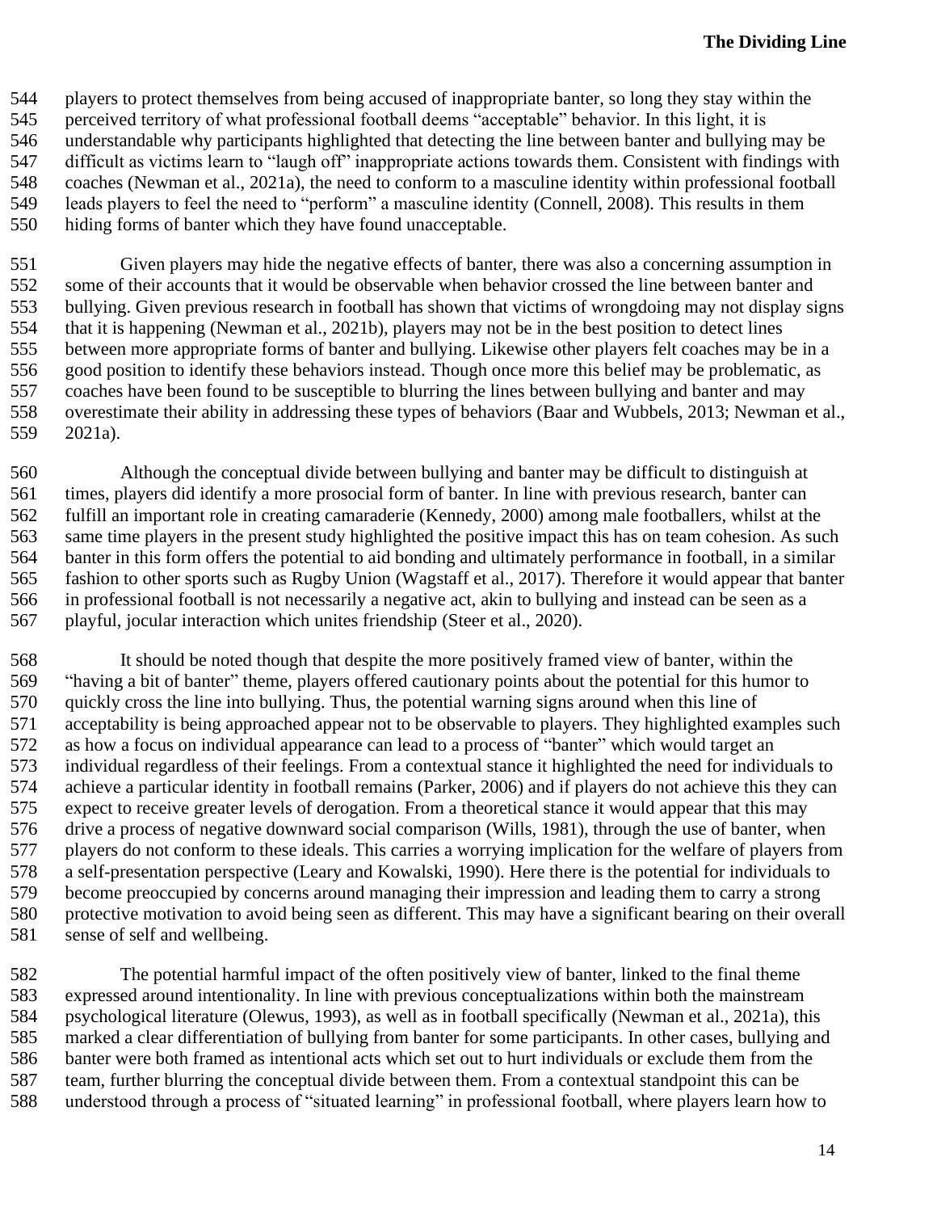players to protect themselves from being accused of inappropriate banter, so long they stay within the perceived territory of what professional football deems "acceptable" behavior. In this light, it is understandable why participants highlighted that detecting the line between banter and bullying may be difficult as victims learn to "laugh off" inappropriate actions towards them. Consistent with findings with coaches (Newman et al., 2021a), the need to conform to a masculine identity within professional football leads players to feel the need to "perform" a masculine identity (Connell, 2008). This results in them hiding forms of banter which they have found unacceptable.

Given players may hide the negative effects of banter, there was also a concerning assumption in some of their accounts that it would be observable when behavior crossed the line between banter and bullying. Given previous research in football has shown that victims of wrongdoing may not display signs that it is happening (Newman et al., 2021b), players may not be in the best position to detect lines between more appropriate forms of banter and bullying. Likewise other players felt coaches may be in a good position to identify these behaviors instead. Though once more this belief may be problematic, as coaches have been found to be susceptible to blurring the lines between bullying and banter and may overestimate their ability in addressing these types of behaviors (Baar and Wubbels, 2013; Newman et al., 2021a).

Although the conceptual divide between bullying and banter may be difficult to distinguish at times, players did identify a more prosocial form of banter. In line with previous research, banter can fulfill an important role in creating camaraderie (Kennedy, 2000) among male footballers, whilst at the same time players in the present study highlighted the positive impact this has on team cohesion. As such banter in this form offers the potential to aid bonding and ultimately performance in football, in a similar fashion to other sports such as Rugby Union (Wagstaff et al., 2017). Therefore it would appear that banter in professional football is not necessarily a negative act, akin to bullying and instead can be seen as a playful, jocular interaction which unites friendship (Steer et al., 2020).

It should be noted though that despite the more positively framed view of banter, within the "having a bit of banter" theme, players offered cautionary points about the potential for this humor to quickly cross the line into bullying. Thus, the potential warning signs around when this line of acceptability is being approached appear not to be observable to players. They highlighted examples such as how a focus on individual appearance can lead to a process of "banter" which would target an individual regardless of their feelings. From a contextual stance it highlighted the need for individuals to achieve a particular identity in football remains (Parker, 2006) and if players do not achieve this they can expect to receive greater levels of derogation. From a theoretical stance it would appear that this may drive a process of negative downward social comparison (Wills, 1981), through the use of banter, when players do not conform to these ideals. This carries a worrying implication for the welfare of players from a self-presentation perspective (Leary and Kowalski, 1990). Here there is the potential for individuals to become preoccupied by concerns around managing their impression and leading them to carry a strong protective motivation to avoid being seen as different. This may have a significant bearing on their overall sense of self and wellbeing.

The potential harmful impact of the often positively view of banter, linked to the final theme expressed around intentionality. In line with previous conceptualizations within both the mainstream psychological literature (Olewus, 1993), as well as in football specifically (Newman et al., 2021a), this marked a clear differentiation of bullying from banter for some participants. In other cases, bullying and banter were both framed as intentional acts which set out to hurt individuals or exclude them from the team, further blurring the conceptual divide between them. From a contextual standpoint this can be understood through a process of "situated learning" in professional football, where players learn how to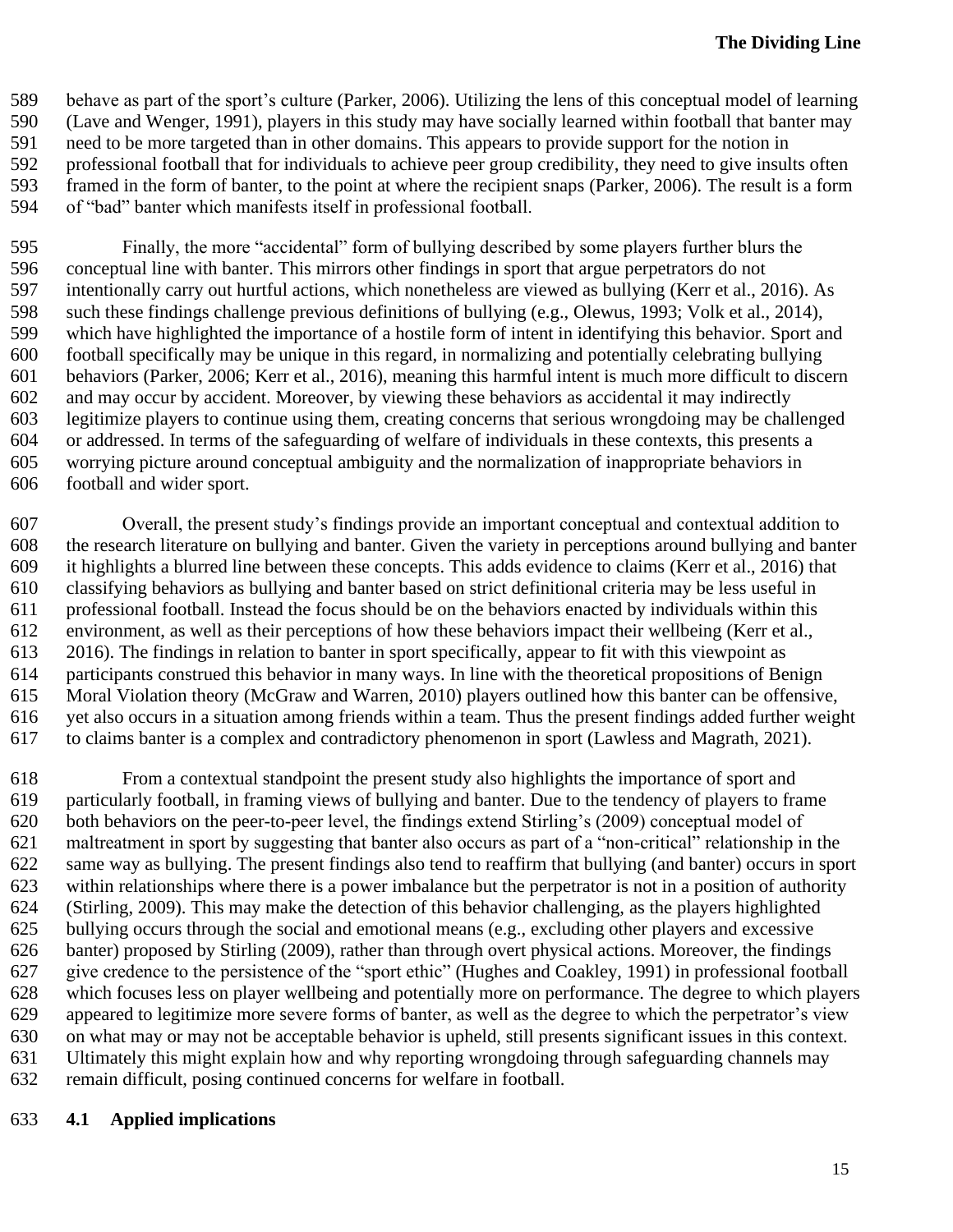behave as part of the sport's culture (Parker, 2006). Utilizing the lens of this conceptual model of learning (Lave and Wenger, 1991), players in this study may have socially learned within football that banter may need to be more targeted than in other domains. This appears to provide support for the notion in professional football that for individuals to achieve peer group credibility, they need to give insults often framed in the form of banter, to the point at where the recipient snaps (Parker, 2006). The result is a form of "bad" banter which manifests itself in professional football.

Finally, the more "accidental" form of bullying described by some players further blurs the conceptual line with banter. This mirrors other findings in sport that argue perpetrators do not intentionally carry out hurtful actions, which nonetheless are viewed as bullying (Kerr et al., 2016). As such these findings challenge previous definitions of bullying (e.g., Olewus, 1993; Volk et al., 2014), which have highlighted the importance of a hostile form of intent in identifying this behavior. Sport and football specifically may be unique in this regard, in normalizing and potentially celebrating bullying behaviors (Parker, 2006; Kerr et al., 2016), meaning this harmful intent is much more difficult to discern and may occur by accident. Moreover, by viewing these behaviors as accidental it may indirectly legitimize players to continue using them, creating concerns that serious wrongdoing may be challenged or addressed. In terms of the safeguarding of welfare of individuals in these contexts, this presents a worrying picture around conceptual ambiguity and the normalization of inappropriate behaviors in football and wider sport.

Overall, the present study's findings provide an important conceptual and contextual addition to the research literature on bullying and banter. Given the variety in perceptions around bullying and banter it highlights a blurred line between these concepts. This adds evidence to claims (Kerr et al., 2016) that classifying behaviors as bullying and banter based on strict definitional criteria may be less useful in professional football. Instead the focus should be on the behaviors enacted by individuals within this environment, as well as their perceptions of how these behaviors impact their wellbeing (Kerr et al., 2016). The findings in relation to banter in sport specifically, appear to fit with this viewpoint as participants construed this behavior in many ways. In line with the theoretical propositions of Benign Moral Violation theory (McGraw and Warren, 2010) players outlined how this banter can be offensive, yet also occurs in a situation among friends within a team. Thus the present findings added further weight to claims banter is a complex and contradictory phenomenon in sport (Lawless and Magrath, 2021).

From a contextual standpoint the present study also highlights the importance of sport and particularly football, in framing views of bullying and banter. Due to the tendency of players to frame both behaviors on the peer-to-peer level, the findings extend Stirling's (2009) conceptual model of maltreatment in sport by suggesting that banter also occurs as part of a "non-critical" relationship in the same way as bullying. The present findings also tend to reaffirm that bullying (and banter) occurs in sport within relationships where there is a power imbalance but the perpetrator is not in a position of authority (Stirling, 2009). This may make the detection of this behavior challenging, as the players highlighted bullying occurs through the social and emotional means (e.g., excluding other players and excessive banter) proposed by Stirling (2009), rather than through overt physical actions. Moreover, the findings give credence to the persistence of the "sport ethic" (Hughes and Coakley, 1991) in professional football which focuses less on player wellbeing and potentially more on performance. The degree to which players appeared to legitimize more severe forms of banter, as well as the degree to which the perpetrator's view on what may or may not be acceptable behavior is upheld, still presents significant issues in this context. Ultimately this might explain how and why reporting wrongdoing through safeguarding channels may remain difficult, posing continued concerns for welfare in football.

## 4.1 Applied implications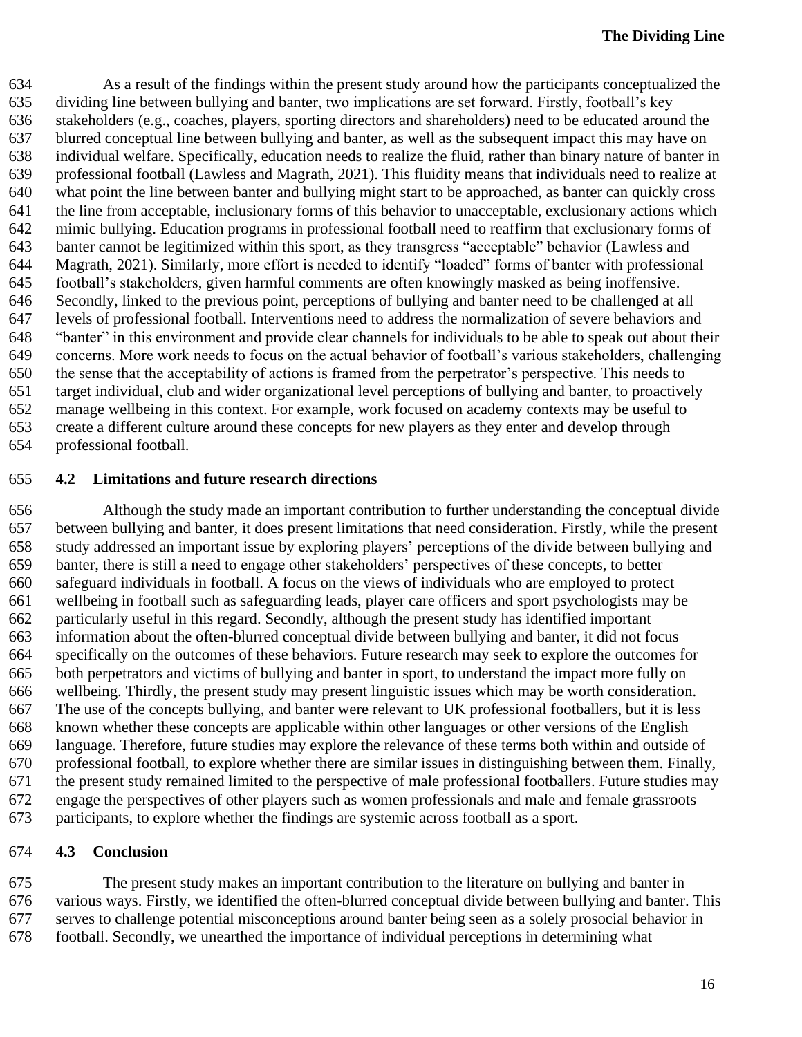As a result of the findings within the present study around how the participants conceptualized the dividing line between bullying and banter, two implications are set forward. Firstly, football's key stakeholders (e.g., coaches, players, sporting directors and shareholders) need to be educated around the blurred conceptual line between bullying and banter, as well as the subsequent impact this may have on individual welfare. Specifically, education needs to realize the fluid, rather than binary nature of banter in professional football (Lawless and Magrath, 2021). This fluidity means that individuals need to realize at what point the line between banter and bullying might start to be approached, as banter can quickly cross the line from acceptable, inclusionary forms of this behavior to unacceptable, exclusionary actions which mimic bullying. Education programs in professional football need to reaffirm that exclusionary forms of banter cannot be legitimized within this sport, as they transgress "acceptable" behavior (Lawless and Magrath, 2021). Similarly, more effort is needed to identify "loaded" forms of banter with professional football's stakeholders, given harmful comments are often knowingly masked as being inoffensive. Secondly, linked to the previous point, perceptions of bullying and banter need to be challenged at all levels of professional football. Interventions need to address the normalization of severe behaviors and "banter" in this environment and provide clear channels for individuals to be able to speak out about their concerns. More work needs to focus on the actual behavior of football's various stakeholders, challenging the sense that the acceptability of actions is framed from the perpetrator's perspective. This needs to target individual, club and wider organizational level perceptions of bullying and banter, to proactively manage wellbeing in this context. For example, work focused on academy contexts may be useful to create a different culture around these concepts for new players as they enter and develop through professional football.

## 4.2 Limitations and future research directions

Although the study made an important contribution to further understanding the conceptual divide between bullying and banter, it does present limitations that need consideration. Firstly, while the present study addressed an important issue by exploring players' perceptions of the divide between bullying and banter, there is still a need to engage other stakeholders' perspectives of these concepts, to better safeguard individuals in football. A focus on the views of individuals who are employed to protect wellbeing in football such as safeguarding leads, player care officers and sport psychologists may be particularly useful in this regard. Secondly, although the present study has identified important information about the often-blurred conceptual divide between bullying and banter, it did not focus specifically on the outcomes of these behaviors. Future research may seek to explore the outcomes for both perpetrators and victims of bullying and banter in sport, to understand the impact more fully on wellbeing. Thirdly, the present study may present linguistic issues which may be worth consideration. The use of the concepts bullying, and banter were relevant to UK professional footballers, but it is less known whether these concepts are applicable within other languages or other versions of the English language. Therefore, future studies may explore the relevance of these terms both within and outside of professional football, to explore whether there are similar issues in distinguishing between them. Finally, the present study remained limited to the perspective of male professional footballers. Future studies may engage the perspectives of other players such as women professionals and male and female grassroots participants, to explore whether the findings are systemic across football as a sport.

## 4.3 Conclusion

The present study makes an important contribution to the literature on bullying and banter in various ways. Firstly, we identified the often-blurred conceptual divide between bullying and banter. This serves to challenge potential misconceptions around banter being seen as a solely prosocial behavior in football. Secondly, we unearthed the importance of individual perceptions in determining what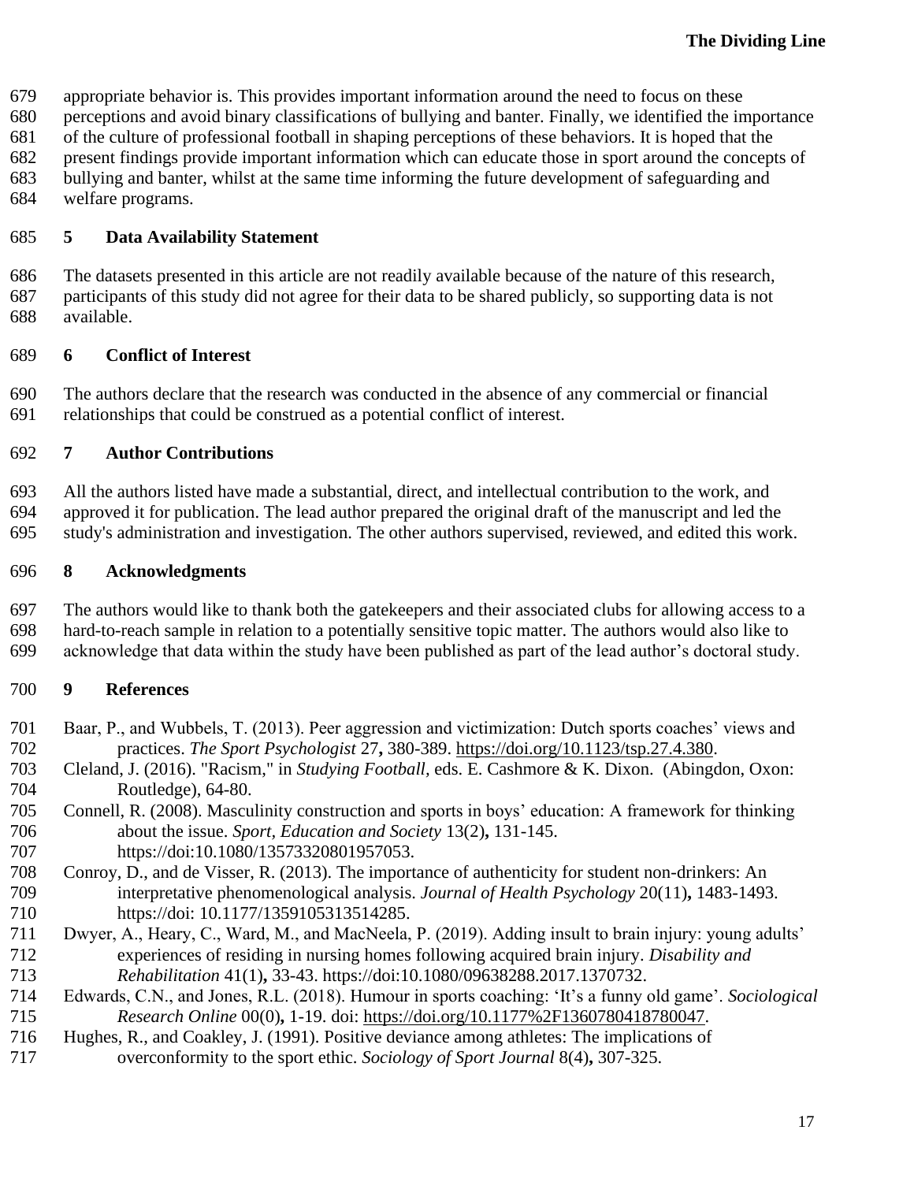appropriate behavior is. This provides important information around the need to focus on these perceptions and avoid binary classifications of bullying and banter. Finally, we identified the importance of the culture of professional football in shaping perceptions of these behaviors. It is hoped that the present findings provide important information which can educate those in sport around the concepts of bullying and banter, whilst at the same time informing the future development of safeguarding and welfare programs.

## 5 Data Availability Statement

The datasets presented in this article are not readily available because of the nature of this research, participants of this study did not agree for their data to be shared publicly, so supporting data is not available.

## 6 Conflict of Interest

The authors declare that the research was conducted in the absence of any commercial or financial relationships that could be construed as a potential conflict of interest.

## 7 Author Contributions

All the authors listed have made a substantial, direct, and intellectual contribution to the work, and approved it for publication. The lead author prepared the original draft of the manuscript and led the study's administration and investigation. The other authors supervised, reviewed, and edited this work.

## 8 Acknowledgments

The authors would like to thank both the gatekeepers and their associated clubs for allowing access to a hard-to-reach sample in relation to a potentially sensitive topic matter. The authors would also like to acknowledge that data within the study have been published as part of the lead author's doctoral study.

## 9 References

Baar, P., and Wubbels, T. (2013). Peer aggression and victimization: Dutch sports coaches' views and practices. *The Sport Psychologist* 27**,** 380-389. https://doi.org/10.1123/tsp.27.4.380.

Cleland, J. (2016). "Racism," in *Studying Football*, eds. E. Cashmore & K. Dixon. (Abingdon, Oxon: Routledge), 64-80.

Connell, R. (2008). Masculinity construction and sports in boys' education: A framework for thinking about the issue. *Sport, Education and Society* 13(2)**,** 131-145. https://doi:10.1080/13573320801957053.

Conroy, D., and de Visser, R. (2013). The importance of authenticity for student non-drinkers: An interpretative phenomenological analysis. *Journal of Health Psychology* 20(11)**,** 1483-1493. https://doi: 10.1177/1359105313514285.

Dwyer, A., Heary, C., Ward, M., and MacNeela, P. (2019). Adding insult to brain injury: young adults' experiences of residing in nursing homes following acquired brain injury. *Disability and Rehabilitation* 41(1)**,** 33-43. https://doi:10.1080/09638288.2017.1370732.

Edwards, C.N., and Jones, R.L. (2018). Humour in sports coaching: 'It's a funny old game'. *Sociological Research Online* 00(0)**,** 1-19. doi: https://doi.org/10.1177%2F1360780418780047.

Hughes, R., and Coakley, J. (1991). Positive deviance among athletes: The implications of overconformity to the sport ethic. *Sociology of Sport Journal* 8(4)**,** 307-325.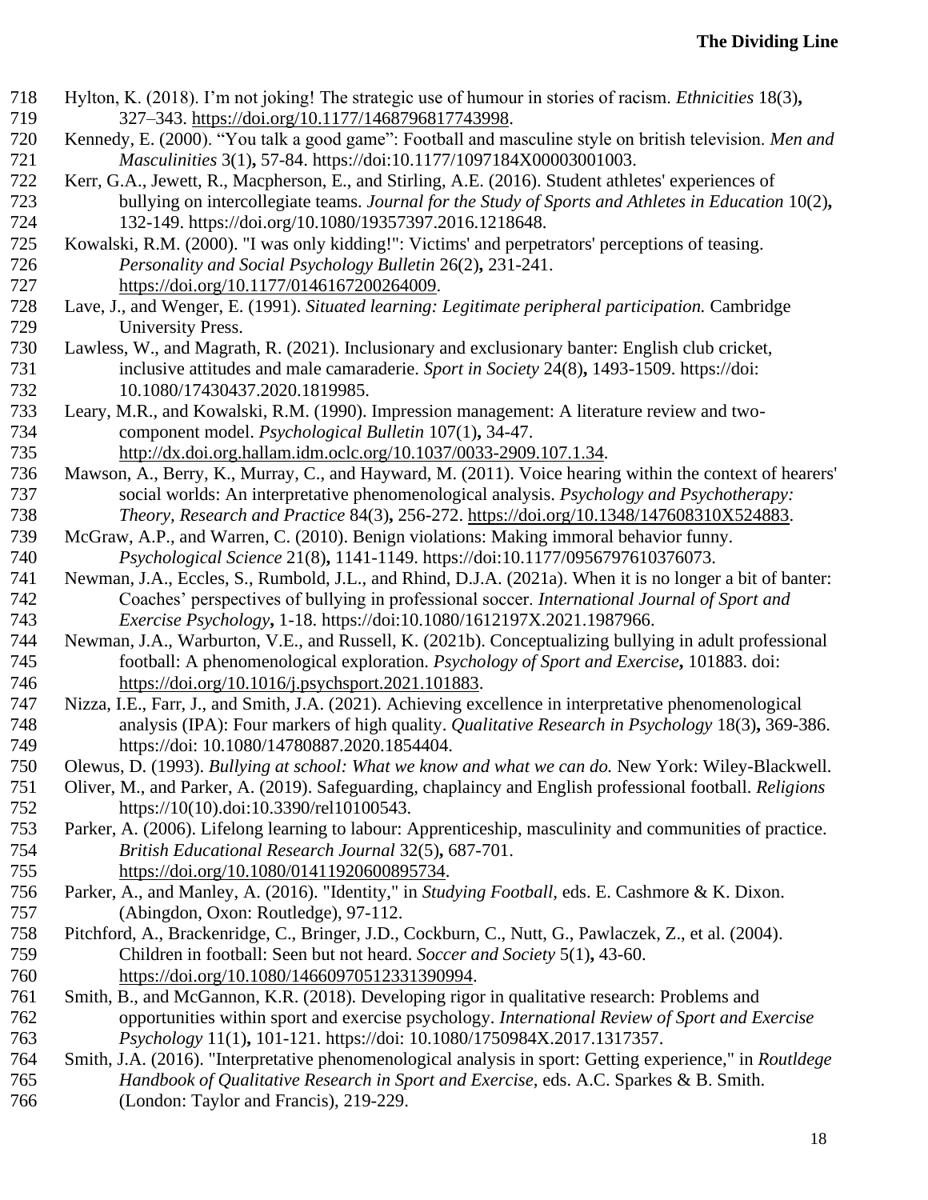Hylton, K. (2018). I'm not joking! The strategic use of humour in stories of racism. *Ethnicities* 18(3), 327–343. https://doi.org/10.1177/1468796817743998.

Kennedy, E. (2000). "You talk a good game": Football and masculine style on british television. *Men and Masculinities* 3(1), 57-84. https://doi:10.1177/1097184X00003001003.

Kerr, G.A., Jewett, R., Macpherson, E., and Stirling, A.E. (2016). Student athletes' experiences of bullying on intercollegiate teams. *Journal for the Study of Sports and Athletes in Education* 10(2), 132-149. https://doi.org/10.1080/19357397.2016.1218648.

Kowalski, R.M. (2000). "I was only kidding!": Victims' and perpetrators' perceptions of teasing. *Personality and Social Psychology Bulletin* 26(2), 231-241. https://doi.org/10.1177/0146167200264009.

Lave, J., and Wenger, E. (1991). *Situated learning: Legitimate peripheral participation.* Cambridge University Press.

Lawless, W., and Magrath, R. (2021). Inclusionary and exclusionary banter: English club cricket, inclusive attitudes and male camaraderie. *Sport in Society* 24(8), 1493-1509. https://doi: 10.1080/17430437.2020.1819985.

Leary, M.R., and Kowalski, R.M. (1990). Impression management: A literature review and two-component model. *Psychological Bulletin* 107(1), 34-47. http://dx.doi.org.hallam.idm.oclc.org/10.1037/0033-2909.107.1.34.

Mawson, A., Berry, K., Murray, C., and Hayward, M. (2011). Voice hearing within the context of hearers' social worlds: An interpretative phenomenological analysis. *Psychology and Psychotherapy: Theory, Research and Practice* 84(3), 256-272. https://doi.org/10.1348/147608310X524883.

McGraw, A.P., and Warren, C. (2010). Benign violations: Making immoral behavior funny. *Psychological Science* 21(8), 1141-1149. https://doi:10.1177/0956797610376073.

Newman, J.A., Eccles, S., Rumbold, J.L., and Rhind, D.J.A. (2021a). When it is no longer a bit of banter: Coaches' perspectives of bullying in professional soccer. *International Journal of Sport and Exercise Psychology*, 1-18. https://doi:10.1080/1612197X.2021.1987966.

Newman, J.A., Warburton, V.E., and Russell, K. (2021b). Conceptualizing bullying in adult professional football: A phenomenological exploration. *Psychology of Sport and Exercise*, 101883. doi: https://doi.org/10.1016/j.psychsport.2021.101883.

Nizza, I.E., Farr, J., and Smith, J.A. (2021). Achieving excellence in interpretative phenomenological analysis (IPA): Four markers of high quality. *Qualitative Research in Psychology* 18(3), 369-386. https://doi: 10.1080/14780887.2020.1854404.

Olewus, D. (1993). *Bullying at school: What we know and what we can do.* New York: Wiley-Blackwell.

Oliver, M., and Parker, A. (2019). Safeguarding, chaplaincy and English professional football. *Religions* https://10(10).doi:10.3390/rel10100543.

Parker, A. (2006). Lifelong learning to labour: Apprenticeship, masculinity and communities of practice. *British Educational Research Journal* 32(5), 687-701. https://doi.org/10.1080/01411920600895734.

Parker, A., and Manley, A. (2016). "Identity," in *Studying Football,* eds. E. Cashmore & K. Dixon. (Abingdon, Oxon: Routledge), 97-112.

Pitchford, A., Brackenridge, C., Bringer, J.D., Cockburn, C., Nutt, G., Pawlaczek, Z., et al. (2004). Children in football: Seen but not heard. *Soccer and Society* 5(1), 43-60. https://doi.org/10.1080/14660970512331390994.

Smith, B., and McGannon, K.R. (2018). Developing rigor in qualitative research: Problems and opportunities within sport and exercise psychology. *International Review of Sport and Exercise Psychology* 11(1), 101-121. https://doi: 10.1080/1750984X.2017.1317357.

Smith, J.A. (2016). "Interpretative phenomenological analysis in sport: Getting experience," in *Routldege Handbook of Qualitative Research in Sport and Exercise,* eds. A.C. Sparkes & B. Smith. (London: Taylor and Francis), 219-229.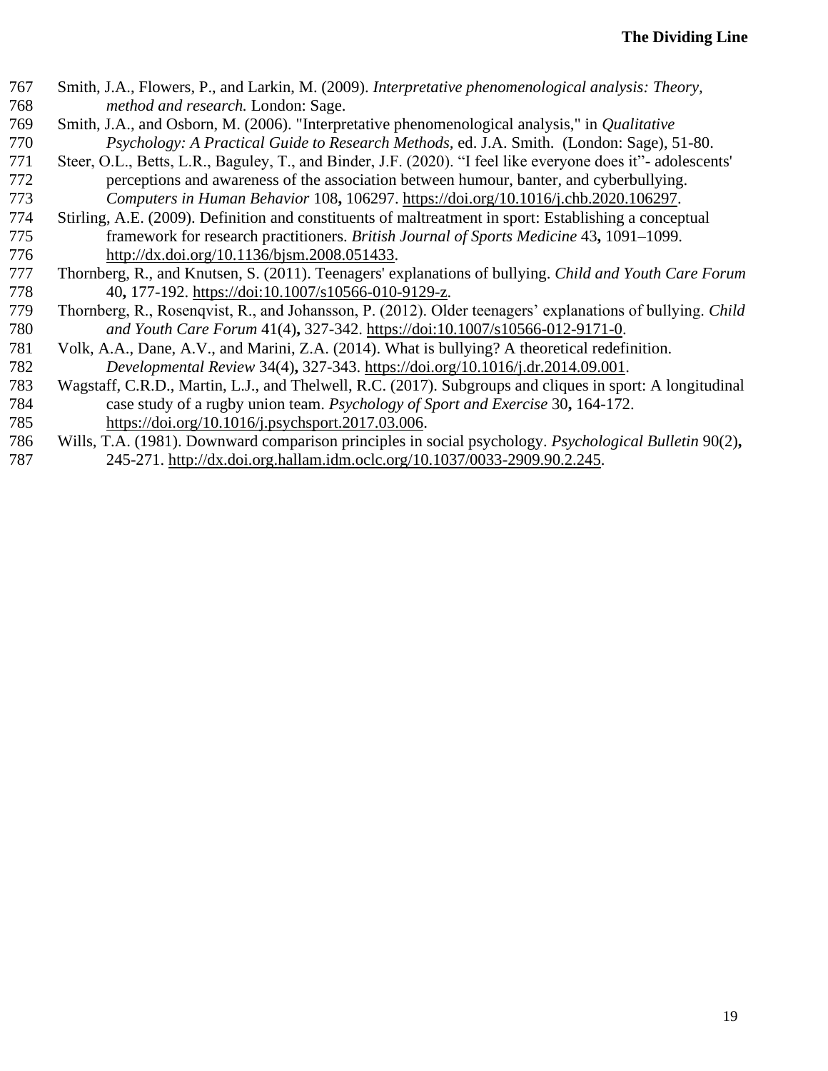Smith, J.A., Flowers, P., and Larkin, M. (2009). *Interpretative phenomenological analysis: Theory, method and research.* London: Sage.

Smith, J.A., and Osborn, M. (2006). "Interpretative phenomenological analysis," in *Qualitative Psychology: A Practical Guide to Research Methods*, ed. J.A. Smith. (London: Sage), 51-80.

Steer, O.L., Betts, L.R., Baguley, T., and Binder, J.F. (2020). "I feel like everyone does it"- adolescents' perceptions and awareness of the association between humour, banter, and cyberbullying. *Computers in Human Behavior* 108**,** 106297. https://doi.org/10.1016/j.chb.2020.106297.

Stirling, A.E. (2009). Definition and constituents of maltreatment in sport: Establishing a conceptual framework for research practitioners. *British Journal of Sports Medicine* 43**,** 1091–1099. http://dx.doi.org/10.1136/bjsm.2008.051433.

Thornberg, R., and Knutsen, S. (2011). Teenagers' explanations of bullying. *Child and Youth Care Forum* 40**,** 177-192. https://doi:10.1007/s10566-010-9129-z.

Thornberg, R., Rosenqvist, R., and Johansson, P. (2012). Older teenagers' explanations of bullying. *Child and Youth Care Forum* 41(4)**,** 327-342. https://doi:10.1007/s10566-012-9171-0.

Volk, A.A., Dane, A.V., and Marini, Z.A. (2014). What is bullying? A theoretical redefinition. *Developmental Review* 34(4)**,** 327-343. https://doi.org/10.1016/j.dr.2014.09.001.

Wagstaff, C.R.D., Martin, L.J., and Thelwell, R.C. (2017). Subgroups and cliques in sport: A longitudinal case study of a rugby union team. *Psychology of Sport and Exercise* 30**,** 164-172. https://doi.org/10.1016/j.psychsport.2017.03.006.

Wills, T.A. (1981). Downward comparison principles in social psychology. *Psychological Bulletin* 90(2)**,** 245-271. http://dx.doi.org.hallam.idm.oclc.org/10.1037/0033-2909.90.2.245.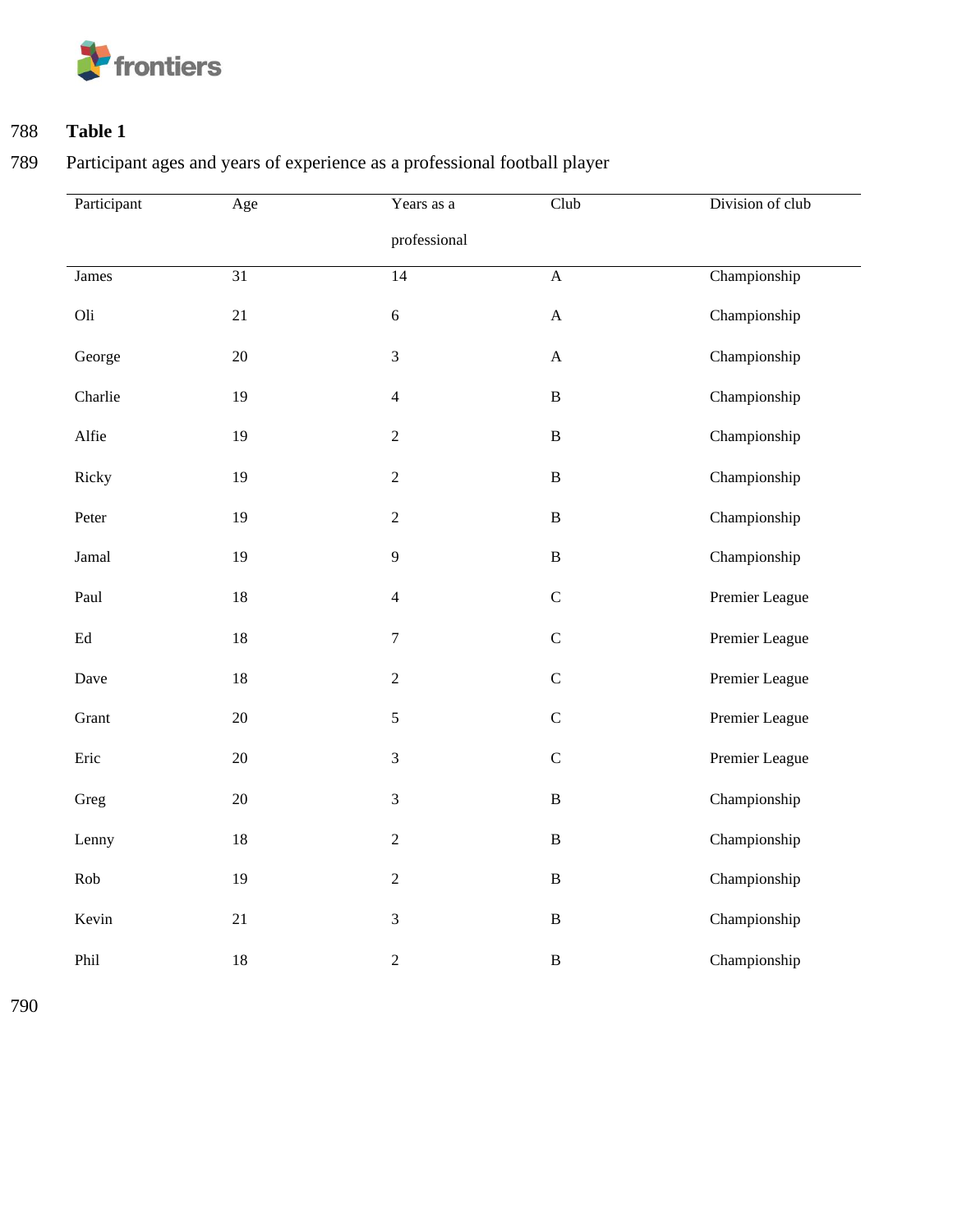**Table 1**

Participant ages and years of experience as a professional football player

| Participant | Age | Years as a professional | Club | Division of club |
|---|---|---|---|---|
| James | 31 | 14 | A | Championship |
| Oli | 21 | 6 | A | Championship |
| George | 20 | 3 | A | Championship |
| Charlie | 19 | 4 | B | Championship |
| Alfie | 19 | 2 | B | Championship |
| Ricky | 19 | 2 | B | Championship |
| Peter | 19 | 2 | B | Championship |
| Jamal | 19 | 9 | B | Championship |
| Paul | 18 | 4 | C | Premier League |
| Ed | 18 | 7 | C | Premier League |
| Dave | 18 | 2 | C | Premier League |
| Grant | 20 | 5 | C | Premier League |
| Eric | 20 | 3 | C | Premier League |
| Greg | 20 | 3 | B | Championship |
| Lenny | 18 | 2 | B | Championship |
| Rob | 19 | 2 | B | Championship |
| Kevin | 21 | 3 | B | Championship |
| Phil | 18 | 2 | B | Championship |